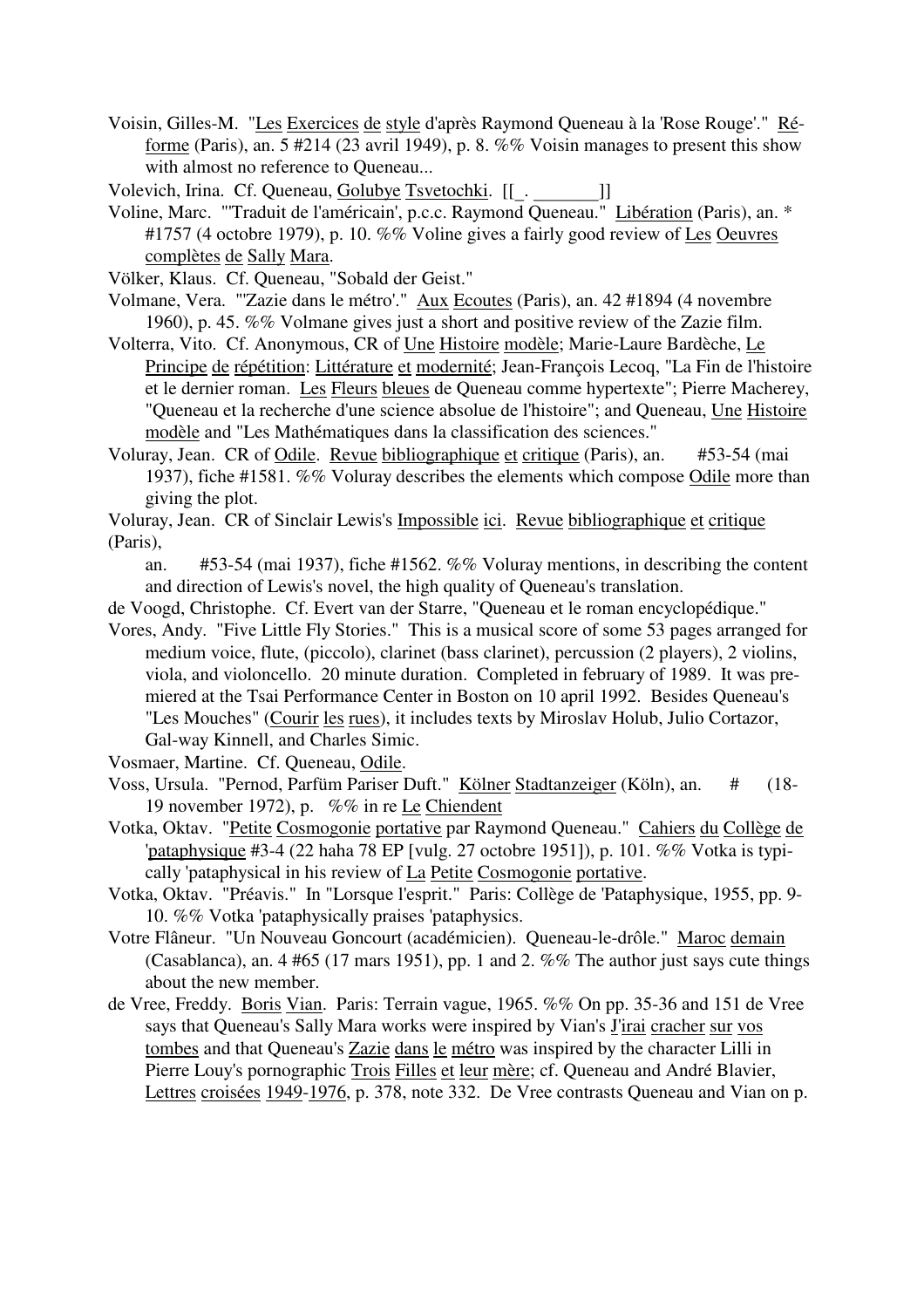Voisin, Gilles-M. "Les Exercices de style d'après Raymond Queneau à la 'Rose Rouge'." Réforme (Paris), an. 5 #214 (23 avril 1949), p. 8. %% Voisin manages to present this show with almost no reference to Queneau...

Volevich, Irina. Cf. Queneau, Golubye Tsvetochki. [[_. _______]]

Voline, Marc. "'Traduit de l'américain', p.c.c. Raymond Queneau." Libération (Paris), an. * #1757 (4 octobre 1979), p. 10. %% Voline gives a fairly good review of Les Oeuvres complètes de Sally Mara.

Völker, Klaus. Cf. Queneau, "Sobald der Geist."

Volmane, Vera. "'Zazie dans le métro'." Aux Ecoutes (Paris), an. 42 #1894 (4 novembre 1960), p. 45. %% Volmane gives just a short and positive review of the Zazie film.

Volterra, Vito. Cf. Anonymous, CR of Une Histoire modèle; Marie-Laure Bardèche, Le Principe de répétition: Littérature et modernité; Jean-François Lecoq, "La Fin de l'histoire et le dernier roman. Les Fleurs bleues de Queneau comme hypertexte"; Pierre Macherey, "Queneau et la recherche d'une science absolue de l'histoire"; and Queneau, Une Histoire modèle and "Les Mathématiques dans la classification des sciences."

Voluray, Jean. CR of Odile. Revue bibliographique et critique (Paris), an. #53-54 (mai 1937), fiche #1581. %% Voluray describes the elements which compose Odile more than giving the plot.

Voluray, Jean. CR of Sinclair Lewis's Impossible ici. Revue bibliographique et critique (Paris),
an. #53-54 (mai 1937), fiche #1562. %% Voluray mentions, in describing the content and direction of Lewis's novel, the high quality of Queneau's translation.

de Voogd, Christophe. Cf. Evert van der Starre, "Queneau et le roman encyclopédique."

Vores, Andy. "Five Little Fly Stories." This is a musical score of some 53 pages arranged for medium voice, flute, (piccolo), clarinet (bass clarinet), percussion (2 players), 2 violins, viola, and violoncello. 20 minute duration. Completed in february of 1989. It was premiered at the Tsai Performance Center in Boston on 10 april 1992. Besides Queneau's "Les Mouches" (Courir les rues), it includes texts by Miroslav Holub, Julio Cortazor, Gal-way Kinnell, and Charles Simic.

Vosmaer, Martine. Cf. Queneau, Odile.

Voss, Ursula. "Pernod, Parfüm Pariser Duft." Kölner Stadtanzeiger (Köln), an. # (18-19 november 1972), p. %% in re Le Chiendent

Votka, Oktav. "Petite Cosmogonie portative par Raymond Queneau." Cahiers du Collège de 'pataphysique #3-4 (22 haha 78 EP [vulg. 27 octobre 1951]), p. 101. %% Votka is typically 'pataphysical in his review of La Petite Cosmogonie portative.

Votka, Oktav. "Préavis." In "Lorsque l'esprit." Paris: Collège de 'Pataphysique, 1955, pp. 9-10. %% Votka 'pataphysically praises 'pataphysics.

Votre Flâneur. "Un Nouveau Goncourt (académicien). Queneau-le-drôle." Maroc demain (Casablanca), an. 4 #65 (17 mars 1951), pp. 1 and 2. %% The author just says cute things about the new member.

de Vree, Freddy. Boris Vian. Paris: Terrain vague, 1965. %% On pp. 35-36 and 151 de Vree says that Queneau's Sally Mara works were inspired by Vian's J'irai cracher sur vos tombes and that Queneau's Zazie dans le métro was inspired by the character Lilli in Pierre Louy's pornographic Trois Filles et leur mère; cf. Queneau and André Blavier, Lettres croisées 1949-1976, p. 378, note 332. De Vree contrasts Queneau and Vian on p.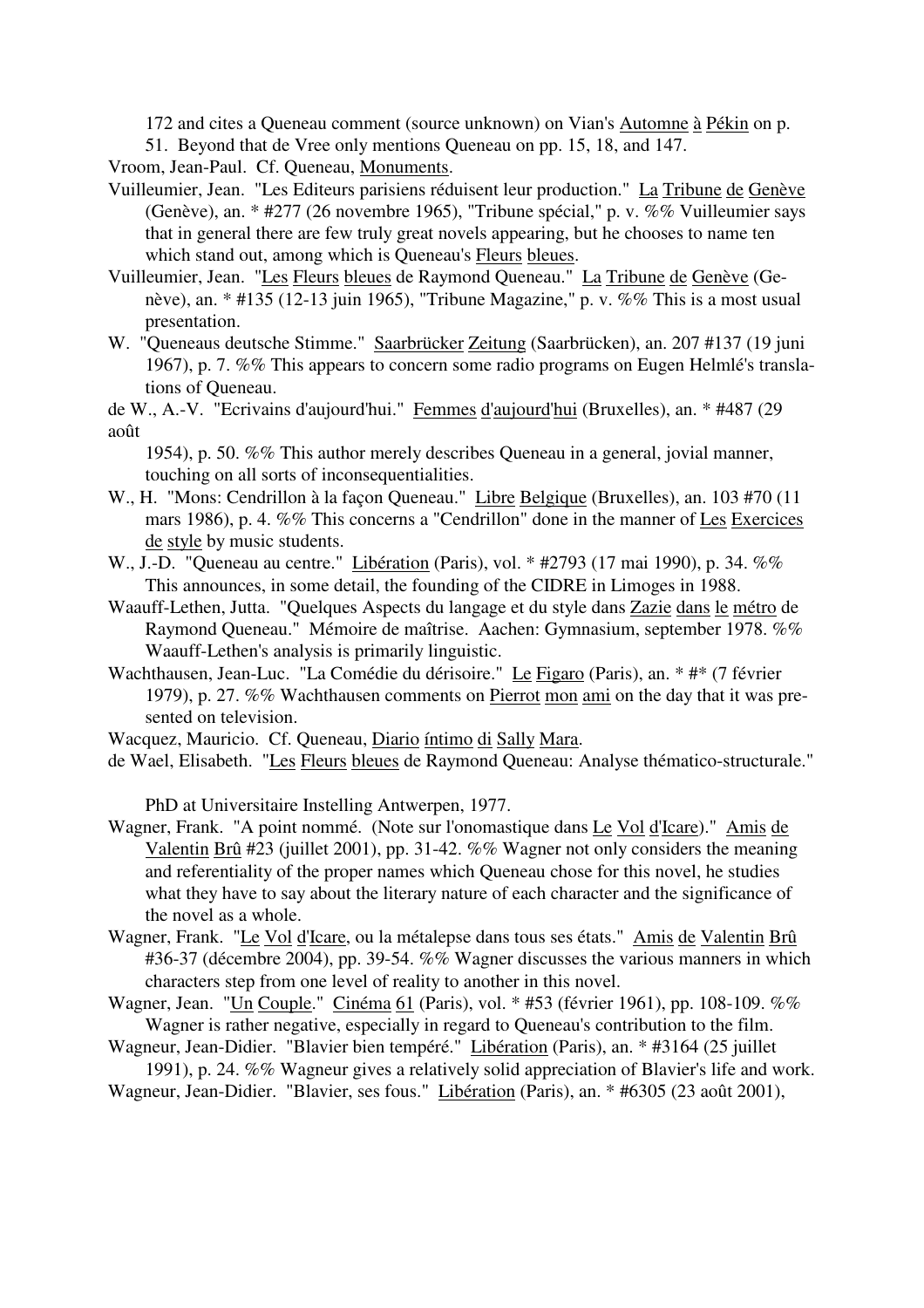172 and cites a Queneau comment (source unknown) on Vian's Automne à Pékin on p. 51. Beyond that de Vree only mentions Queneau on pp. 15, 18, and 147.

Vroom, Jean-Paul. Cf. Queneau, Monuments.

Vuilleumier, Jean. "Les Editeurs parisiens réduisent leur production." La Tribune de Genève (Genève), an. * #277 (26 novembre 1965), "Tribune spécial," p. v. %% Vuilleumier says that in general there are few truly great novels appearing, but he chooses to name ten which stand out, among which is Queneau's Fleurs bleues.

Vuilleumier, Jean. "Les Fleurs bleues de Raymond Queneau." La Tribune de Genève (Genève), an. * #135 (12-13 juin 1965), "Tribune Magazine," p. v. %% This is a most usual presentation.

W. "Queneaus deutsche Stimme." Saarbrücker Zeitung (Saarbrücken), an. 207 #137 (19 juni 1967), p. 7. %% This appears to concern some radio programs on Eugen Helmlé's translations of Queneau.

de W., A.-V. "Ecrivains d'aujourd'hui." Femmes d'aujourd'hui (Bruxelles), an. * #487 (29 août 1954), p. 50. %% This author merely describes Queneau in a general, jovial manner, touching on all sorts of inconsequentialities.

W., H. "Mons: Cendrillon à la façon Queneau." Libre Belgique (Bruxelles), an. 103 #70 (11 mars 1986), p. 4. %% This concerns a "Cendrillon" done in the manner of Les Exercices de style by music students.

W., J.-D. "Queneau au centre." Libération (Paris), vol. * #2793 (17 mai 1990), p. 34. %% This announces, in some detail, the founding of the CIDRE in Limoges in 1988.

Waauff-Lethen, Jutta. "Quelques Aspects du langage et du style dans Zazie dans le métro de Raymond Queneau." Mémoire de maîtrise. Aachen: Gymnasium, september 1978. %% Waauff-Lethen's analysis is primarily linguistic.

Wachthausen, Jean-Luc. "La Comédie du dérisoire." Le Figaro (Paris), an. * #* (7 février 1979), p. 27. %% Wachthausen comments on Pierrot mon ami on the day that it was presented on television.

Wacquez, Mauricio. Cf. Queneau, Diario íntimo di Sally Mara.

de Wael, Elisabeth. "Les Fleurs bleues de Raymond Queneau: Analyse thématico-structurale." PhD at Universitaire Instelling Antwerpen, 1977.

Wagner, Frank. "A point nommé. (Note sur l'onomastique dans Le Vol d'Icare)." Amis de Valentin Brû #23 (juillet 2001), pp. 31-42. %% Wagner not only considers the meaning and referentiality of the proper names which Queneau chose for this novel, he studies what they have to say about the literary nature of each character and the significance of the novel as a whole.

Wagner, Frank. "Le Vol d'Icare, ou la métalepse dans tous ses états." Amis de Valentin Brû #36-37 (décembre 2004), pp. 39-54. %% Wagner discusses the various manners in which characters step from one level of reality to another in this novel.

Wagner, Jean. "Un Couple." Cinéma 61 (Paris), vol. * #53 (février 1961), pp. 108-109. %% Wagner is rather negative, especially in regard to Queneau's contribution to the film.

Wagneur, Jean-Didier. "Blavier bien tempéré." Libération (Paris), an. * #3164 (25 juillet 1991), p. 24. %% Wagneur gives a relatively solid appreciation of Blavier's life and work.

Wagneur, Jean-Didier. "Blavier, ses fous." Libération (Paris), an. * #6305 (23 août 2001),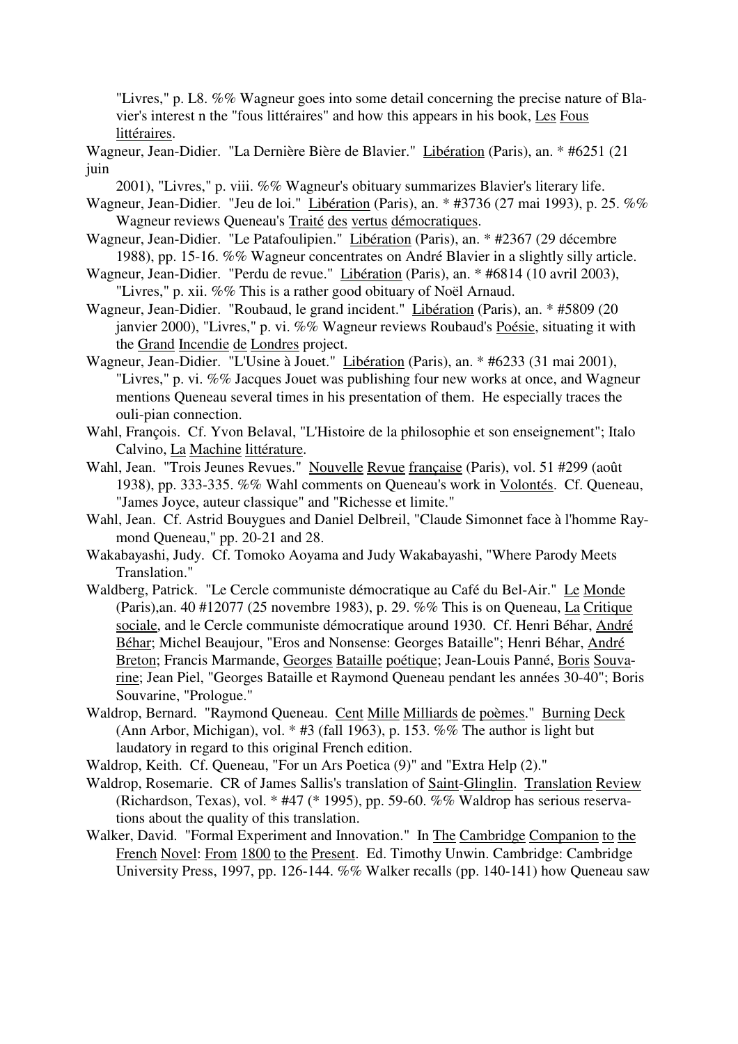"Livres," p. L8. %% Wagneur goes into some detail concerning the precise nature of Blavier's interest n the "fous littéraires" and how this appears in his book, Les Fous littéraires.

Wagneur, Jean-Didier. "La Dernière Bière de Blavier." Libération (Paris), an. * #6251 (21 juin 2001), "Livres," p. viii. %% Wagneur's obituary summarizes Blavier's literary life.

Wagneur, Jean-Didier. "Jeu de loi." Libération (Paris), an. * #3736 (27 mai 1993), p. 25. %% Wagneur reviews Queneau's Traité des vertus démocratiques.

Wagneur, Jean-Didier. "Le Patafoulipien." Libération (Paris), an. * #2367 (29 décembre 1988), pp. 15-16. %% Wagneur concentrates on André Blavier in a slightly silly article.

Wagneur, Jean-Didier. "Perdu de revue." Libération (Paris), an. * #6814 (10 avril 2003), "Livres," p. xii. %% This is a rather good obituary of Noël Arnaud.

Wagneur, Jean-Didier. "Roubaud, le grand incident." Libération (Paris), an. * #5809 (20 janvier 2000), "Livres," p. vi. %% Wagneur reviews Roubaud's Poésie, situating it with the Grand Incendie de Londres project.

Wagneur, Jean-Didier. "L'Usine à Jouet." Libération (Paris), an. * #6233 (31 mai 2001), "Livres," p. vi. %% Jacques Jouet was publishing four new works at once, and Wagneur mentions Queneau several times in his presentation of them. He especially traces the ouli-pian connection.

Wahl, François. Cf. Yvon Belaval, "L'Histoire de la philosophie et son enseignement"; Italo Calvino, La Machine littérature.

Wahl, Jean. "Trois Jeunes Revues." Nouvelle Revue française (Paris), vol. 51 #299 (août 1938), pp. 333-335. %% Wahl comments on Queneau's work in Volontés. Cf. Queneau, "James Joyce, auteur classique" and "Richesse et limite."

Wahl, Jean. Cf. Astrid Bouygues and Daniel Delbreil, "Claude Simonnet face à l'homme Raymond Queneau," pp. 20-21 and 28.

Wakabayashi, Judy. Cf. Tomoko Aoyama and Judy Wakabayashi, "Where Parody Meets Translation."

Waldberg, Patrick. "Le Cercle communiste démocratique au Café du Bel-Air." Le Monde (Paris),an. 40 #12077 (25 novembre 1983), p. 29. %% This is on Queneau, La Critique sociale, and le Cercle communiste démocratique around 1930. Cf. Henri Béhar, André Béhar; Michel Beaujour, "Eros and Nonsense: Georges Bataille"; Henri Béhar, André Breton; Francis Marmande, Georges Bataille poétique; Jean-Louis Panné, Boris Souvarine; Jean Piel, "Georges Bataille et Raymond Queneau pendant les années 30-40"; Boris Souvarine, "Prologue."

Waldrop, Bernard. "Raymond Queneau. Cent Mille Milliards de poèmes." Burning Deck (Ann Arbor, Michigan), vol. * #3 (fall 1963), p. 153. %% The author is light but laudatory in regard to this original French edition.

Waldrop, Keith. Cf. Queneau, "For un Ars Poetica (9)" and "Extra Help (2)."

Waldrop, Rosemarie. CR of James Sallis's translation of Saint-Glinglin. Translation Review (Richardson, Texas), vol. * #47 (* 1995), pp. 59-60. %% Waldrop has serious reservations about the quality of this translation.

Walker, David. "Formal Experiment and Innovation." In The Cambridge Companion to the French Novel: From 1800 to the Present. Ed. Timothy Unwin. Cambridge: Cambridge University Press, 1997, pp. 126-144. %% Walker recalls (pp. 140-141) how Queneau saw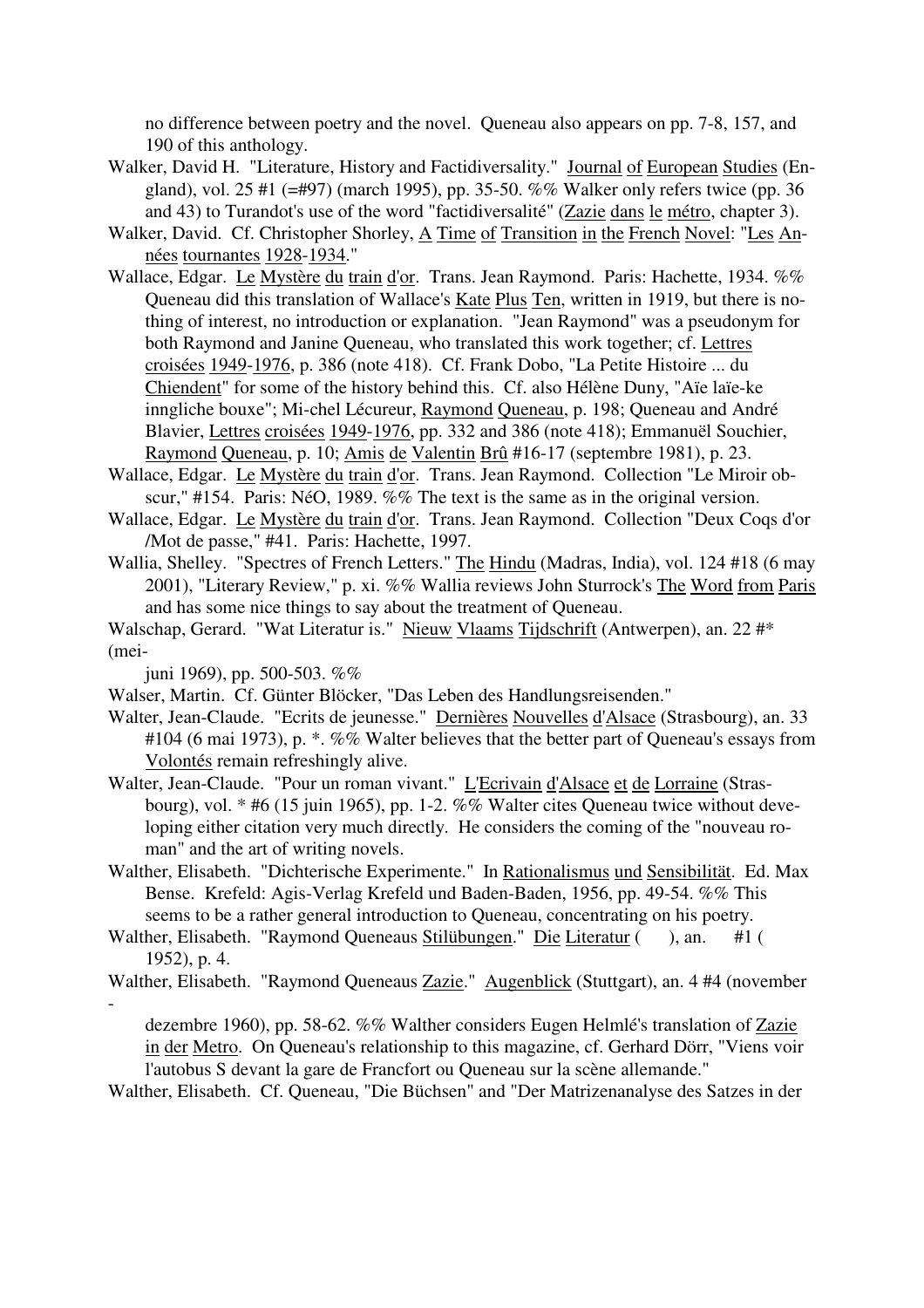no difference between poetry and the novel. Queneau also appears on pp. 7-8, 157, and 190 of this anthology.

Walker, David H. "Literature, History and Factidiversality." Journal of European Studies (England), vol. 25 #1 (=#97) (march 1995), pp. 35-50. %% Walker only refers twice (pp. 36 and 43) to Turandot's use of the word "factidiversalité" (Zazie dans le métro, chapter 3).

Walker, David. Cf. Christopher Shorley, A Time of Transition in the French Novel: "Les Années tournantes 1928-1934."

Wallace, Edgar. Le Mystère du train d'or. Trans. Jean Raymond. Paris: Hachette, 1934. %% Queneau did this translation of Wallace's Kate Plus Ten, written in 1919, but there is nothing of interest, no introduction or explanation. "Jean Raymond" was a pseudonym for both Raymond and Janine Queneau, who translated this work together; cf. Lettres croisées 1949-1976, p. 386 (note 418). Cf. Frank Dobo, "La Petite Histoire ... du Chiendent" for some of the history behind this. Cf. also Hélène Duny, "Aïe laïe-ke inngliche bouxe"; Mi-chel Lécureur, Raymond Queneau, p. 198; Queneau and André Blavier, Lettres croisées 1949-1976, pp. 332 and 386 (note 418); Emmanuël Souchier, Raymond Queneau, p. 10; Amis de Valentin Brû #16-17 (septembre 1981), p. 23.

Wallace, Edgar. Le Mystère du train d'or. Trans. Jean Raymond. Collection "Le Miroir obscur," #154. Paris: NéO, 1989. %% The text is the same as in the original version.

Wallace, Edgar. Le Mystère du train d'or. Trans. Jean Raymond. Collection "Deux Coqs d'or /Mot de passe," #41. Paris: Hachette, 1997.

Wallia, Shelley. "Spectres of French Letters." The Hindu (Madras, India), vol. 124 #18 (6 may 2001), "Literary Review," p. xi. %% Wallia reviews John Sturrock's The Word from Paris and has some nice things to say about the treatment of Queneau.

Walschap, Gerard. "Wat Literatur is." Nieuw Vlaams Tijdschrift (Antwerpen), an. 22 #* (mei-juni 1969), pp. 500-503. %%

Walser, Martin. Cf. Günter Blöcker, "Das Leben des Handlungsreisenden."

Walter, Jean-Claude. "Ecrits de jeunesse." Dernières Nouvelles d'Alsace (Strasbourg), an. 33 #104 (6 mai 1973), p. *. %% Walter believes that the better part of Queneau's essays from Volontés remain refreshingly alive.

Walter, Jean-Claude. "Pour un roman vivant." L'Ecrivain d'Alsace et de Lorraine (Strasbourg), vol. * #6 (15 juin 1965), pp. 1-2. %% Walter cites Queneau twice without developing either citation very much directly. He considers the coming of the "nouveau roman" and the art of writing novels.

Walther, Elisabeth. "Dichterische Experimente." In Rationalismus und Sensibilität. Ed. Max Bense. Krefeld: Agis-Verlag Krefeld und Baden-Baden, 1956, pp. 49-54. %% This seems to be a rather general introduction to Queneau, concentrating on his poetry.

Walther, Elisabeth. "Raymond Queneaus Stilübungen." Die Literatur ( ), an. #1 ( 1952), p. 4.

Walther, Elisabeth. "Raymond Queneaus Zazie." Augenblick (Stuttgart), an. 4 #4 (november - dezembre 1960), pp. 58-62. %% Walther considers Eugen Helmlé's translation of Zazie in der Metro. On Queneau's relationship to this magazine, cf. Gerhard Dörr, "Viens voir l'autobus S devant la gare de Francfort ou Queneau sur la scène allemande."

Walther, Elisabeth. Cf. Queneau, "Die Büchsen" and "Der Matrizenanalyse des Satzes in der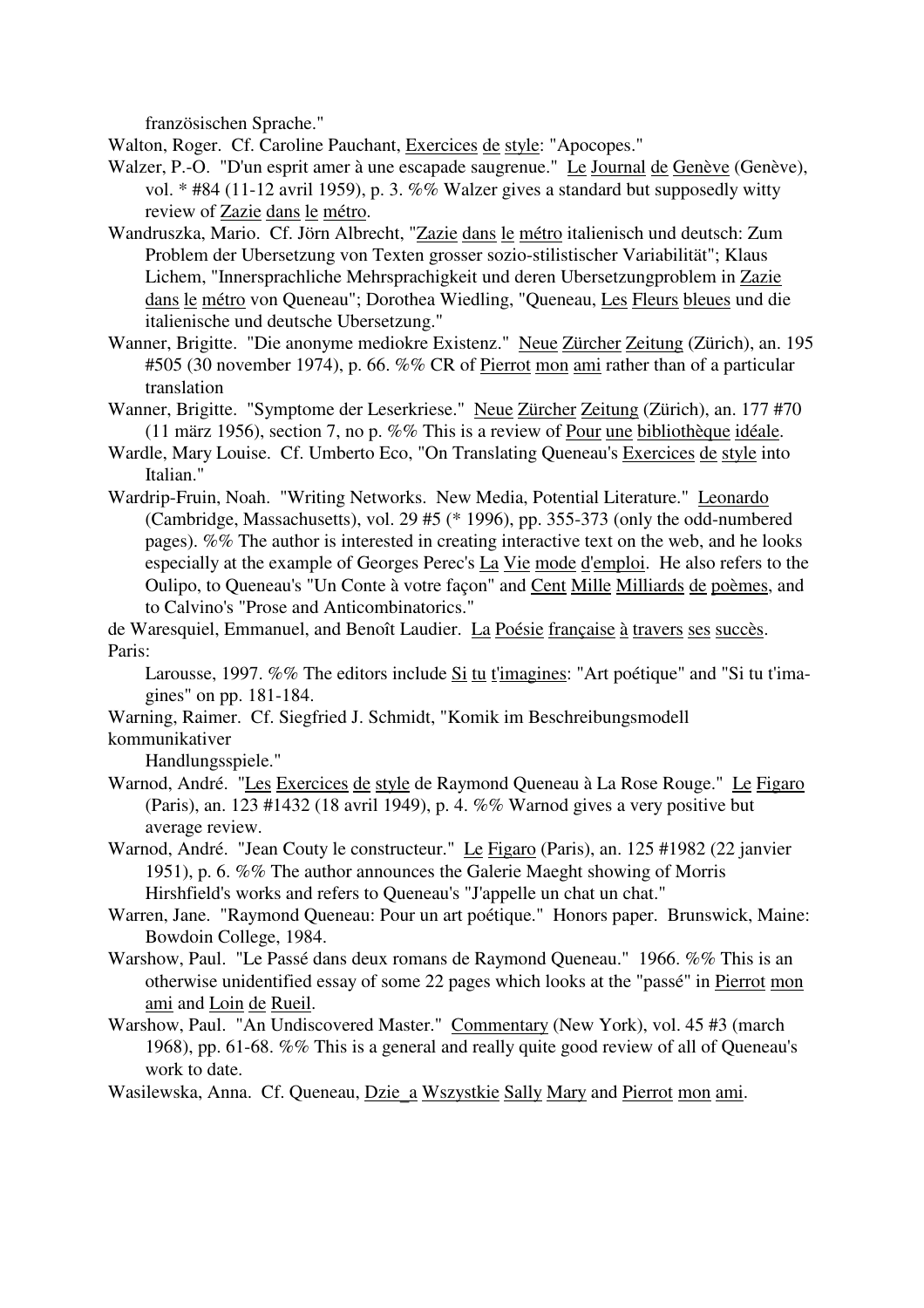französischen Sprache."

Walton, Roger. Cf. Caroline Pauchant, Exercices de style: "Apocopes."

Walzer, P.-O. "D'un esprit amer à une escapade saugrenue." Le Journal de Genève (Genève), vol. * #84 (11-12 avril 1959), p. 3. %% Walzer gives a standard but supposedly witty review of Zazie dans le métro.

Wandruszka, Mario. Cf. Jörn Albrecht, "Zazie dans le métro italienisch und deutsch: Zum Problem der Ubersetzung von Texten grosser sozio-stilistischer Variabilität"; Klaus Lichem, "Innersprachliche Mehrsprachigkeit und deren Ubersetzungproblem in Zazie dans le métro von Queneau"; Dorothea Wiedling, "Queneau, Les Fleurs bleues und die italienische und deutsche Ubersetzung."

Wanner, Brigitte. "Die anonyme mediokre Existenz." Neue Zürcher Zeitung (Zürich), an. 195 #505 (30 november 1974), p. 66. %% CR of Pierrot mon ami rather than of a particular translation

Wanner, Brigitte. "Symptome der Leserkriese." Neue Zürcher Zeitung (Zürich), an. 177 #70 (11 märz 1956), section 7, no p. %% This is a review of Pour une bibliothèque idéale.

Wardle, Mary Louise. Cf. Umberto Eco, "On Translating Queneau's Exercices de style into Italian."

Wardrip-Fruin, Noah. "Writing Networks. New Media, Potential Literature." Leonardo (Cambridge, Massachusetts), vol. 29 #5 (* 1996), pp. 355-373 (only the odd-numbered pages). %% The author is interested in creating interactive text on the web, and he looks especially at the example of Georges Perec's La Vie mode d'emploi. He also refers to the Oulipo, to Queneau's "Un Conte à votre façon" and Cent Mille Milliards de poèmes, and to Calvino's "Prose and Anticombinatorics."

de Waresquiel, Emmanuel, and Benoît Laudier. La Poésie française à travers ses succès. Paris: Larousse, 1997. %% The editors include Si tu t'imagines: "Art poétique" and "Si tu t'imagines" on pp. 181-184.

Warning, Raimer. Cf. Siegfried J. Schmidt, "Komik im Beschreibungsmodell kommunikativer Handlungsspiele."

Warnod, André. "Les Exercices de style de Raymond Queneau à La Rose Rouge." Le Figaro (Paris), an. 123 #1432 (18 avril 1949), p. 4. %% Warnod gives a very positive but average review.

Warnod, André. "Jean Couty le constructeur." Le Figaro (Paris), an. 125 #1982 (22 janvier 1951), p. 6. %% The author announces the Galerie Maeght showing of Morris Hirshfield's works and refers to Queneau's "J'appelle un chat un chat."

Warren, Jane. "Raymond Queneau: Pour un art poétique." Honors paper. Brunswick, Maine: Bowdoin College, 1984.

Warshow, Paul. "Le Passé dans deux romans de Raymond Queneau." 1966. %% This is an otherwise unidentified essay of some 22 pages which looks at the "passé" in Pierrot mon ami and Loin de Rueil.

Warshow, Paul. "An Undiscovered Master." Commentary (New York), vol. 45 #3 (march 1968), pp. 61-68. %% This is a general and really quite good review of all of Queneau's work to date.

Wasilewska, Anna. Cf. Queneau, Dzie_a Wszystkie Sally Mary and Pierrot mon ami.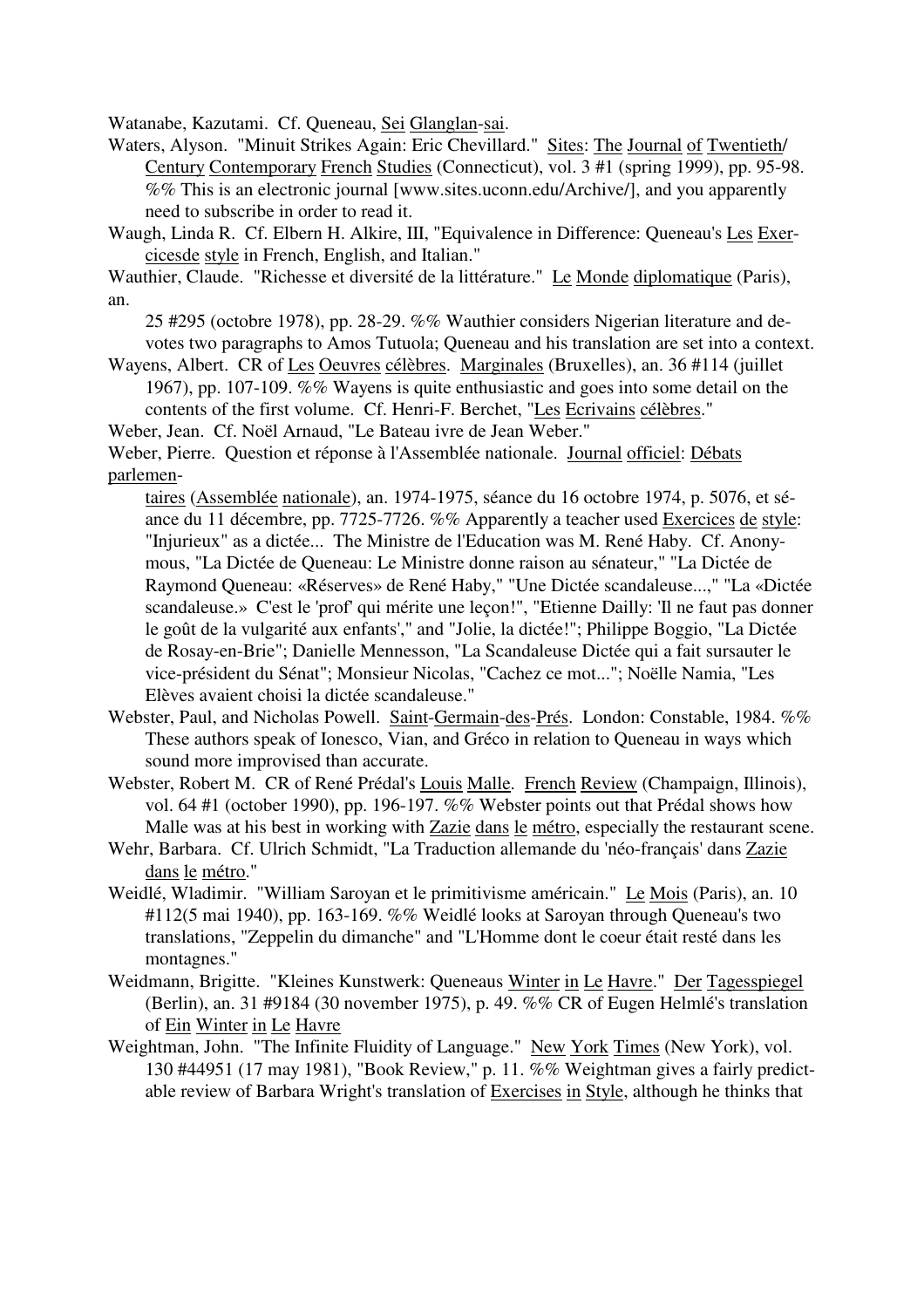Watanabe, Kazutami. Cf. Queneau, Sei Glanglan-sai.

Waters, Alyson. "Minuit Strikes Again: Eric Chevillard." Sites: The Journal of Twentieth/Century Contemporary French Studies (Connecticut), vol. 3 #1 (spring 1999), pp. 95-98. %% This is an electronic journal [www.sites.uconn.edu/Archive/], and you apparently need to subscribe in order to read it.

Waugh, Linda R. Cf. Elbern H. Alkire, III, "Equivalence in Difference: Queneau's Les Exercicesde style in French, English, and Italian."

Wauthier, Claude. "Richesse et diversité de la littérature." Le Monde diplomatique (Paris), an. 25 #295 (octobre 1978), pp. 28-29. %% Wauthier considers Nigerian literature and devotes two paragraphs to Amos Tutuola; Queneau and his translation are set into a context.

Wayens, Albert. CR of Les Oeuvres célèbres. Marginales (Bruxelles), an. 36 #114 (juillet 1967), pp. 107-109. %% Wayens is quite enthusiastic and goes into some detail on the contents of the first volume. Cf. Henri-F. Berchet, "Les Ecrivains célèbres."

Weber, Jean. Cf. Noël Arnaud, "Le Bateau ivre de Jean Weber."

Weber, Pierre. Question et réponse à l'Assemblée nationale. Journal officiel: Débats parlementaires (Assemblée nationale), an. 1974-1975, séance du 16 octobre 1974, p. 5076, et séance du 11 décembre, pp. 7725-7726. %% Apparently a teacher used Exercices de style: "Injurieux" as a dictée... The Ministre de l'Education was M. René Haby. Cf. Anonymous, "La Dictée de Queneau: Le Ministre donne raison au sénateur," "La Dictée de Raymond Queneau: «Réserves» de René Haby," "Une Dictée scandaleuse...," "La «Dictée scandaleuse.» C'est le 'prof' qui mérite une leçon!", "Etienne Dailly: 'Il ne faut pas donner le goût de la vulgarité aux enfants'," and "Jolie, la dictée!"; Philippe Boggio, "La Dictée de Rosay-en-Brie"; Danielle Mennesson, "La Scandaleuse Dictée qui a fait sursauter le vice-président du Sénat"; Monsieur Nicolas, "Cachez ce mot..."; Noëlle Namia, "Les Elèves avaient choisi la dictée scandaleuse."

Webster, Paul, and Nicholas Powell. Saint-Germain-des-Prés. London: Constable, 1984. %% These authors speak of Ionesco, Vian, and Gréco in relation to Queneau in ways which sound more improvised than accurate.

Webster, Robert M. CR of René Prédal's Louis Malle. French Review (Champaign, Illinois), vol. 64 #1 (october 1990), pp. 196-197. %% Webster points out that Prédal shows how Malle was at his best in working with Zazie dans le métro, especially the restaurant scene.

Wehr, Barbara. Cf. Ulrich Schmidt, "La Traduction allemande du 'néo-français' dans Zazie dans le métro."

Weidlé, Wladimir. "William Saroyan et le primitivisme américain." Le Mois (Paris), an. 10 #112(5 mai 1940), pp. 163-169. %% Weidlé looks at Saroyan through Queneau's two translations, "Zeppelin du dimanche" and "L'Homme dont le coeur était resté dans les montagnes."

Weidmann, Brigitte. "Kleines Kunstwerk: Queneaus Winter in Le Havre." Der Tagesspiegel (Berlin), an. 31 #9184 (30 november 1975), p. 49. %% CR of Eugen Helmlé's translation of Ein Winter in Le Havre

Weightman, John. "The Infinite Fluidity of Language." New York Times (New York), vol. 130 #44951 (17 may 1981), "Book Review," p. 11. %% Weightman gives a fairly predictable review of Barbara Wright's translation of Exercises in Style, although he thinks that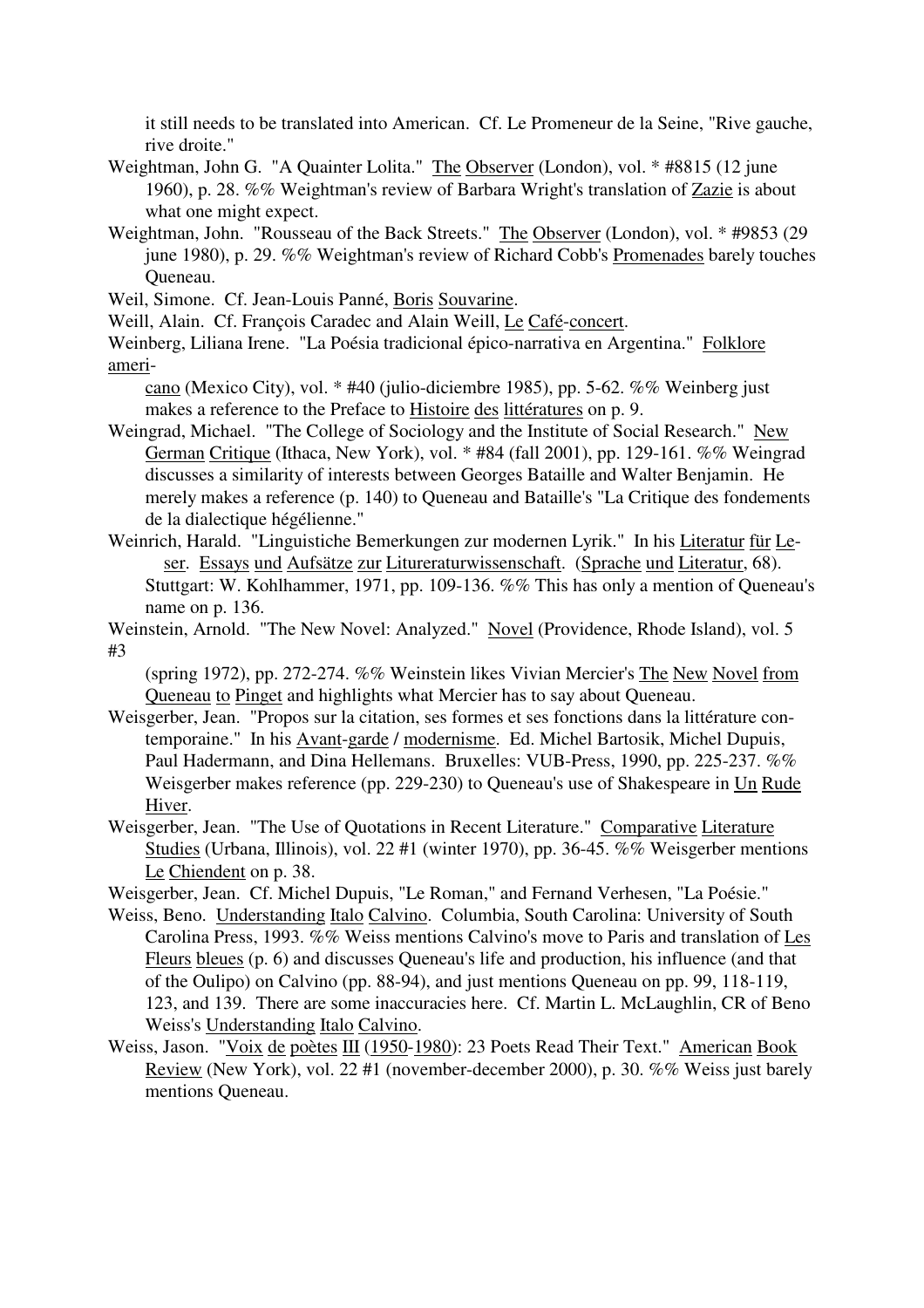it still needs to be translated into American. Cf. Le Promeneur de la Seine, "Rive gauche, rive droite."

Weightman, John G. "A Quainter Lolita." The Observer (London), vol. * #8815 (12 june 1960), p. 28. %% Weightman's review of Barbara Wright's translation of Zazie is about what one might expect.

Weightman, John. "Rousseau of the Back Streets." The Observer (London), vol. * #9853 (29 june 1980), p. 29. %% Weightman's review of Richard Cobb's Promenades barely touches Queneau.

Weil, Simone. Cf. Jean-Louis Panné, Boris Souvarine.

Weill, Alain. Cf. François Caradec and Alain Weill, Le Café-concert.

Weinberg, Liliana Irene. "La Poésia tradicional épico-narrativa en Argentina." Folklore americano (Mexico City), vol. * #40 (julio-diciembre 1985), pp. 5-62. %% Weinberg just makes a reference to the Preface to Histoire des littératures on p. 9.

Weingrad, Michael. "The College of Sociology and the Institute of Social Research." New German Critique (Ithaca, New York), vol. * #84 (fall 2001), pp. 129-161. %% Weingrad discusses a similarity of interests between Georges Bataille and Walter Benjamin. He merely makes a reference (p. 140) to Queneau and Bataille's "La Critique des fondements de la dialectique hégélienne."

Weinrich, Harald. "Linguistische Bemerkungen zur modernen Lyrik." In his Literatur für Leser. Essays und Aufsätze zur Litureraturwissenschaft. (Sprache und Literatur, 68). Stuttgart: W. Kohlhammer, 1971, pp. 109-136. %% This has only a mention of Queneau's name on p. 136.

Weinstein, Arnold. "The New Novel: Analyzed." Novel (Providence, Rhode Island), vol. 5 #3 (spring 1972), pp. 272-274. %% Weinstein likes Vivian Mercier's The New Novel from Queneau to Pinget and highlights what Mercier has to say about Queneau.

Weisgerber, Jean. "Propos sur la citation, ses formes et ses fonctions dans la littérature contemporaine." In his Avant-garde / modernisme. Ed. Michel Bartosik, Michel Dupuis, Paul Hadermann, and Dina Hellemans. Bruxelles: VUB-Press, 1990, pp. 225-237. %% Weisgerber makes reference (pp. 229-230) to Queneau's use of Shakespeare in Un Rude Hiver.

Weisgerber, Jean. "The Use of Quotations in Recent Literature." Comparative Literature Studies (Urbana, Illinois), vol. 22 #1 (winter 1970), pp. 36-45. %% Weisgerber mentions Le Chiendent on p. 38.

Weisgerber, Jean. Cf. Michel Dupuis, "Le Roman," and Fernand Verhesen, "La Poésie."

Weiss, Beno. Understanding Italo Calvino. Columbia, South Carolina: University of South Carolina Press, 1993. %% Weiss mentions Calvino's move to Paris and translation of Les Fleurs bleues (p. 6) and discusses Queneau's life and production, his influence (and that of the Oulipo) on Calvino (pp. 88-94), and just mentions Queneau on pp. 99, 118-119, 123, and 139. There are some inaccuracies here. Cf. Martin L. McLaughlin, CR of Beno Weiss's Understanding Italo Calvino.

Weiss, Jason. "Voix de poètes III (1950-1980): 23 Poets Read Their Text." American Book Review (New York), vol. 22 #1 (november-december 2000), p. 30. %% Weiss just barely mentions Queneau.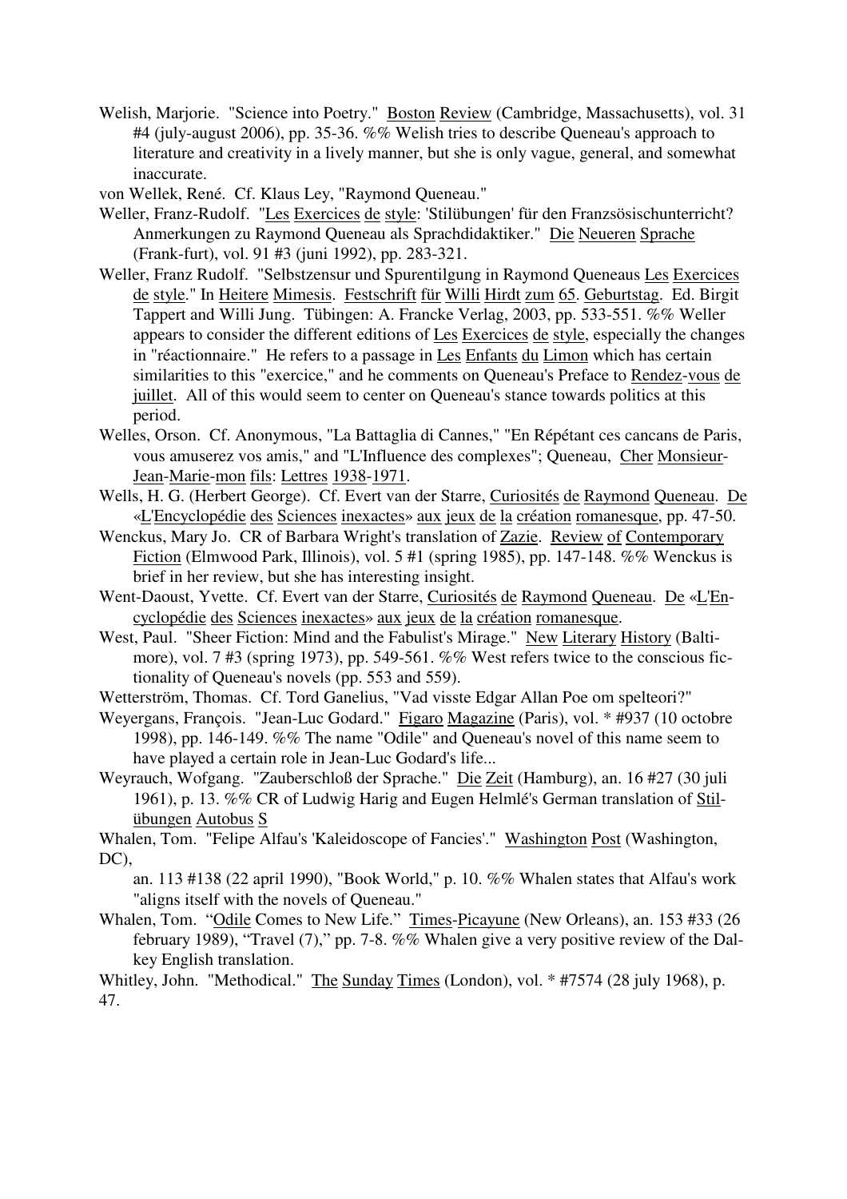Welish, Marjorie. "Science into Poetry." Boston Review (Cambridge, Massachusetts), vol. 31 #4 (july-august 2006), pp. 35-36. %% Welish tries to describe Queneau's approach to literature and creativity in a lively manner, but she is only vague, general, and somewhat inaccurate.

von Wellek, René. Cf. Klaus Ley, "Raymond Queneau."

Weller, Franz-Rudolf. "Les Exercices de style: 'Stilübungen' für den Franzsösischunterricht? Anmerkungen zu Raymond Queneau als Sprachdidaktiker." Die Neueren Sprache (Frank-furt), vol. 91 #3 (juni 1992), pp. 283-321.

Weller, Franz Rudolf. "Selbstzensur und Spurentilgung in Raymond Queneaus Les Exercices de style." In Heitere Mimesis. Festschrift für Willi Hirdt zum 65. Geburtstag. Ed. Birgit Tappert and Willi Jung. Tübingen: A. Francke Verlag, 2003, pp. 533-551. %% Weller appears to consider the different editions of Les Exercices de style, especially the changes in "réactionnaire." He refers to a passage in Les Enfants du Limon which has certain similarities to this "exercice," and he comments on Queneau's Preface to Rendez-vous de juillet. All of this would seem to center on Queneau's stance towards politics at this period.

Welles, Orson. Cf. Anonymous, "La Battaglia di Cannes," "En Répétant ces cancans de Paris, vous amuserez vos amis," and "L'Influence des complexes"; Queneau, Cher Monsieur-Jean-Marie-mon fils: Lettres 1938-1971.

Wells, H. G. (Herbert George). Cf. Evert van der Starre, Curiosités de Raymond Queneau. De «L'Encyclopédie des Sciences inexactes» aux jeux de la création romanesque, pp. 47-50.

Wenckus, Mary Jo. CR of Barbara Wright's translation of Zazie. Review of Contemporary Fiction (Elmwood Park, Illinois), vol. 5 #1 (spring 1985), pp. 147-148. %% Wenckus is brief in her review, but she has interesting insight.

Went-Daoust, Yvette. Cf. Evert van der Starre, Curiosités de Raymond Queneau. De «L'Encyclopédie des Sciences inexactes» aux jeux de la création romanesque.

West, Paul. "Sheer Fiction: Mind and the Fabulist's Mirage." New Literary History (Baltimore), vol. 7 #3 (spring 1973), pp. 549-561. %% West refers twice to the conscious fictionality of Queneau's novels (pp. 553 and 559).

Wetterström, Thomas. Cf. Tord Ganelius, "Vad visste Edgar Allan Poe om spelteori?"

Weyergans, François. "Jean-Luc Godard." Figaro Magazine (Paris), vol. * #937 (10 octobre 1998), pp. 146-149. %% The name "Odile" and Queneau's novel of this name seem to have played a certain role in Jean-Luc Godard's life...

Weyrauch, Wofgang. "Zauberschloß der Sprache." Die Zeit (Hamburg), an. 16 #27 (30 juli 1961), p. 13. %% CR of Ludwig Harig and Eugen Helmlé's German translation of Stilübungen Autobus S

Whalen, Tom. "Felipe Alfau's 'Kaleidoscope of Fancies'." Washington Post (Washington, DC),
an. 113 #138 (22 april 1990), "Book World," p. 10. %% Whalen states that Alfau's work "aligns itself with the novels of Queneau."

Whalen, Tom. "Odile Comes to New Life." Times-Picayune (New Orleans), an. 153 #33 (26 february 1989), "Travel (7)," pp. 7-8. %% Whalen give a very positive review of the Dalkey English translation.

Whitley, John. "Methodical." The Sunday Times (London), vol. * #7574 (28 july 1968), p. 47.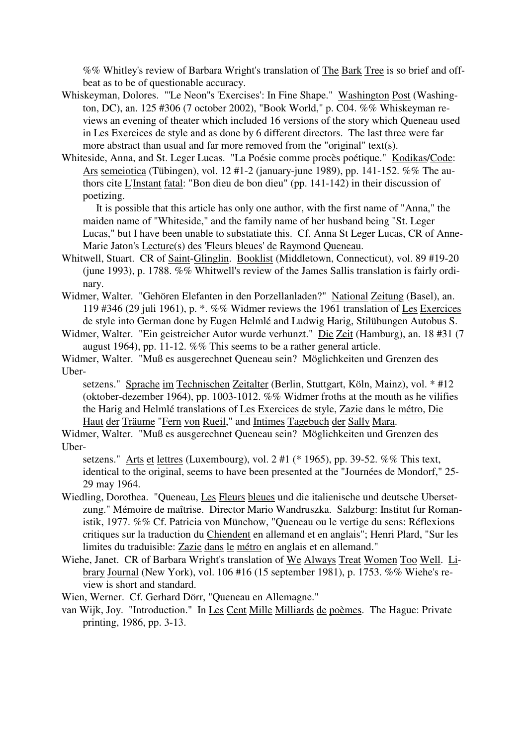%% Whitley's review of Barbara Wright's translation of The Bark Tree is so brief and off-beat as to be of questionable accuracy.

Whiskeyman, Dolores. "'Le Neon"s 'Exercises': In Fine Shape." Washington Post (Washington, DC), an. 125 #306 (7 october 2002), "Book World," p. C04. %% Whiskeyman reviews an evening of theater which included 16 versions of the story which Queneau used in Les Exercices de style and as done by 6 different directors. The last three were far more abstract than usual and far more removed from the "original" text(s).

Whiteside, Anna, and St. Leger Lucas. "La Poésie comme procès poétique." Kodikas/Code: Ars semeiotica (Tübingen), vol. 12 #1-2 (january-june 1989), pp. 141-152. %% The authors cite L'Instant fatal: "Bon dieu de bon dieu" (pp. 141-142) in their discussion of poetizing.

It is possible that this article has only one author, with the first name of "Anna," the maiden name of "Whiteside," and the family name of her husband being "St. Leger Lucas," but I have been unable to substatiate this. Cf. Anna St Leger Lucas, CR of Anne-Marie Jaton's Lecture(s) des 'Fleurs bleues' de Raymond Queneau.

Whitwell, Stuart. CR of Saint-Glinglin. Booklist (Middletown, Connecticut), vol. 89 #19-20 (june 1993), p. 1788. %% Whitwell's review of the James Sallis translation is fairly ordinary.

Widmer, Walter. "Gehören Elefanten in den Porzellanladen?" National Zeitung (Basel), an. 119 #346 (29 juli 1961), p. *. %% Widmer reviews the 1961 translation of Les Exercices de style into German done by Eugen Helmlé and Ludwig Harig, Stilübungen Autobus S.

Widmer, Walter. "Ein geistreicher Autor wurde verhunzt." Die Zeit (Hamburg), an. 18 #31 (7 august 1964), pp. 11-12. %% This seems to be a rather general article.

Widmer, Walter. "Muß es ausgerechnet Queneau sein? Möglichkeiten und Grenzen des Uber-setzens." Sprache im Technischen Zeitalter (Berlin, Stuttgart, Köln, Mainz), vol. * #12 (oktober-dezember 1964), pp. 1003-1012. %% Widmer froths at the mouth as he vilifies the Harig and Helmlé translations of Les Exercices de style, Zazie dans le métro, Die Haut der Träume "Fern von Rueil," and Intimes Tagebuch der Sally Mara.

Widmer, Walter. "Muß es ausgerechnet Queneau sein? Möglichkeiten und Grenzen des Uber-setzens." Arts et lettres (Luxembourg), vol. 2 #1 (* 1965), pp. 39-52. %% This text, identical to the original, seems to have been presented at the "Journées de Mondorf," 25-29 may 1964.

Wiedling, Dorothea. "Queneau, Les Fleurs bleues und die italienische und deutsche Ubersetzung." Mémoire de maîtrise. Director Mario Wandruszka. Salzburg: Institut fur Romanistik, 1977. %% Cf. Patricia von Münchow, "Queneau ou le vertige du sens: Réflexions critiques sur la traduction du Chiendent en allemand et en anglais"; Henri Plard, "Sur les limites du traduisible: Zazie dans le métro en anglais et en allemand."

Wiehe, Janet. CR of Barbara Wright's translation of We Always Treat Women Too Well. Library Journal (New York), vol. 106 #16 (15 september 1981), p. 1753. %% Wiehe's review is short and standard.

Wien, Werner. Cf. Gerhard Dörr, "Queneau en Allemagne."

van Wijk, Joy. "Introduction." In Les Cent Mille Milliards de poèmes. The Hague: Private printing, 1986, pp. 3-13.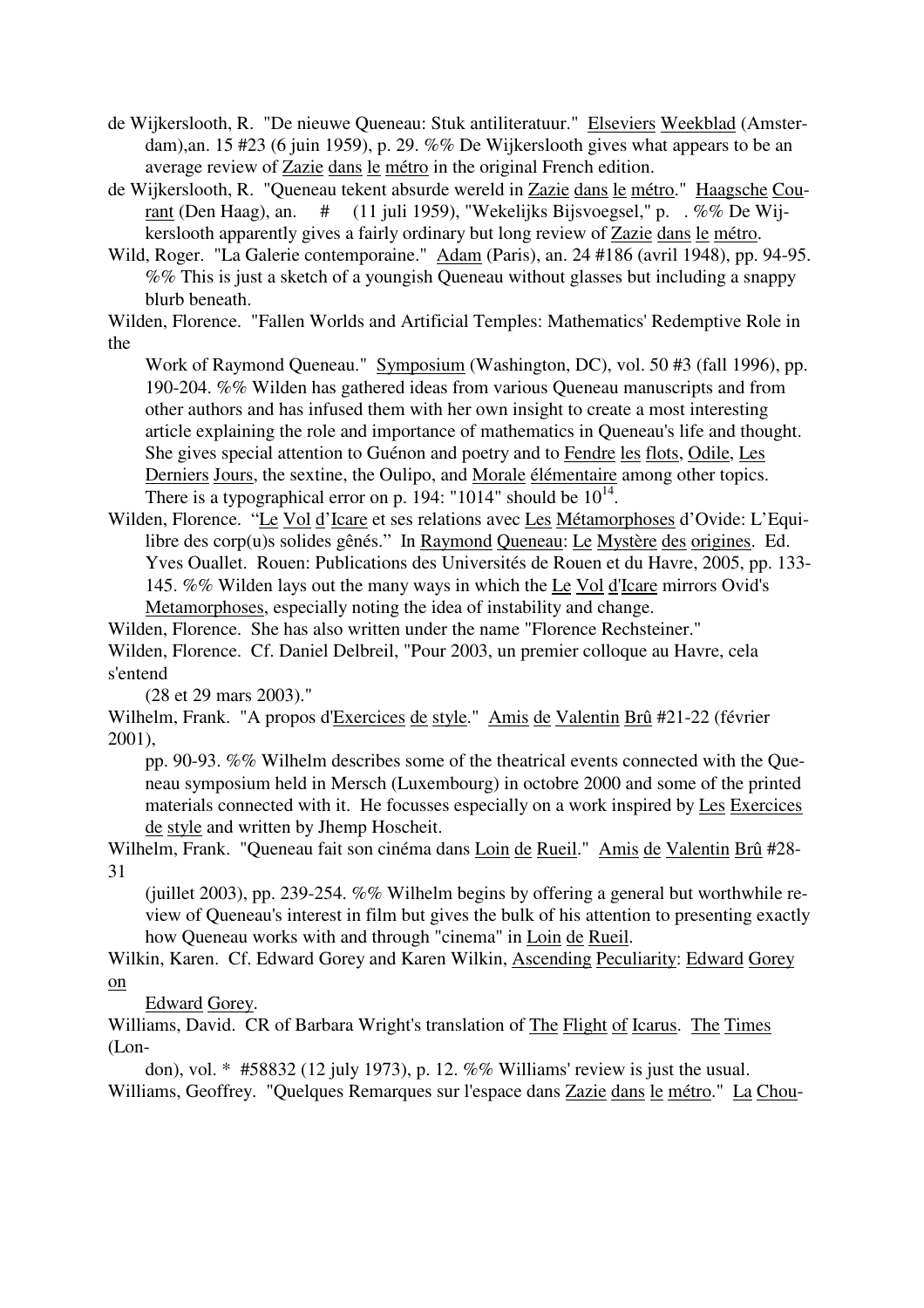de Wijkerslooth, R. "De nieuwe Queneau: Stuk antiliteratuur." Elseviers Weekblad (Amsterdam),an. 15 #23 (6 juin 1959), p. 29. %% De Wijkerslooth gives what appears to be an average review of Zazie dans le métro in the original French edition.

de Wijkerslooth, R. "Queneau tekent absurde wereld in Zazie dans le métro." Haagsche Courant (Den Haag), an. # (11 juli 1959), "Wekelijks Bijsvoegsel," p. . %% De Wijkerslooth apparently gives a fairly ordinary but long review of Zazie dans le métro.

Wild, Roger. "La Galerie contemporaine." Adam (Paris), an. 24 #186 (avril 1948), pp. 94-95. %% This is just a sketch of a youngish Queneau without glasses but including a snappy blurb beneath.

Wilden, Florence. "Fallen Worlds and Artificial Temples: Mathematics' Redemptive Role in the Work of Raymond Queneau." Symposium (Washington, DC), vol. 50 #3 (fall 1996), pp. 190-204. %% Wilden has gathered ideas from various Queneau manuscripts and from other authors and has infused them with her own insight to create a most interesting article explaining the role and importance of mathematics in Queneau's life and thought. She gives special attention to Guénon and poetry and to Fendre les flots, Odile, Les Derniers Jours, the sextine, the Oulipo, and Morale élémentaire among other topics. There is a typographical error on p. 194: "1014" should be $10^{14}$.

Wilden, Florence. "Le Vol d'Icare et ses relations avec Les Métamorphoses d'Ovide: L'Equilibre des corp(u)s solides gênés." In Raymond Queneau: Le Mystère des origines. Ed. Yves Ouallet. Rouen: Publications des Universités de Rouen et du Havre, 2005, pp. 133-145. %% Wilden lays out the many ways in which the Le Vol d'Icare mirrors Ovid's Metamorphoses, especially noting the idea of instability and change.

Wilden, Florence. She has also written under the name "Florence Rechsteiner."

Wilden, Florence. Cf. Daniel Delbreil, "Pour 2003, un premier colloque au Havre, cela s'entend (28 et 29 mars 2003)."

Wilhelm, Frank. "A propos d'Exercices de style." Amis de Valentin Brû #21-22 (février 2001), pp. 90-93. %% Wilhelm describes some of the theatrical events connected with the Queneau symposium held in Mersch (Luxembourg) in octobre 2000 and some of the printed materials connected with it. He focusses especially on a work inspired by Les Exercices de style and written by Jhemp Hoscheit.

Wilhelm, Frank. "Queneau fait son cinéma dans Loin de Rueil." Amis de Valentin Brû #28-31 (juillet 2003), pp. 239-254. %% Wilhelm begins by offering a general but worthwhile review of Queneau's interest in film but gives the bulk of his attention to presenting exactly how Queneau works with and through "cinema" in Loin de Rueil.

Wilkin, Karen. Cf. Edward Gorey and Karen Wilkin, Ascending Peculiarity: Edward Gorey on Edward Gorey.

Williams, David. CR of Barbara Wright's translation of The Flight of Icarus. The Times (London), vol. * #58832 (12 july 1973), p. 12. %% Williams' review is just the usual.

Williams, Geoffrey. "Quelques Remarques sur l'espace dans Zazie dans le métro." La Chou-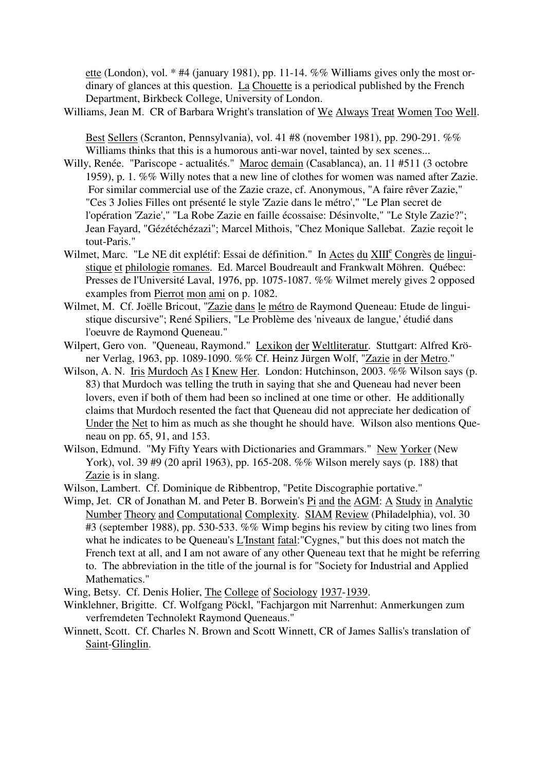ette (London), vol. * #4 (january 1981), pp. 11-14. %% Williams gives only the most ordinary of glances at this question. La Chouette is a periodical published by the French Department, Birkbeck College, University of London.

Williams, Jean M. CR of Barbara Wright's translation of We Always Treat Women Too Well. Best Sellers (Scranton, Pennsylvania), vol. 41 #8 (november 1981), pp. 290-291. %% Williams thinks that this is a humorous anti-war novel, tainted by sex scenes...

Willy, Renée. "Pariscope - actualités." Maroc demain (Casablanca), an. 11 #511 (3 octobre 1959), p. 1. %% Willy notes that a new line of clothes for women was named after Zazie. For similar commercial use of the Zazie craze, cf. Anonymous, "A faire rêver Zazie," "Ces 3 Jolies Filles ont présenté le style 'Zazie dans le métro'," "Le Plan secret de l'opération 'Zazie'," "La Robe Zazie en faille écossaise: Désinvolte," "Le Style Zazie?"; Jean Fayard, "Gézétéchézazi"; Marcel Mithois, "Chez Monique Sallebat. Zazie reçoit le tout-Paris."

Wilmet, Marc. "Le NE dit explétif: Essai de définition." In Actes du XIII[e] Congrès de linguistique et philologie romanes. Ed. Marcel Boudreault and Frankwalt Möhren. Québec: Presses de l'Université Laval, 1976, pp. 1075-1087. %% Wilmet merely gives 2 opposed examples from Pierrot mon ami on p. 1082.

Wilmet, M. Cf. Joëlle Bricout, "Zazie dans le métro de Raymond Queneau: Etude de linguistique discursive"; René Spiliers, "Le Problème des 'niveaux de langue,' étudié dans l'oeuvre de Raymond Queneau."

Wilpert, Gero von. "Queneau, Raymond." Lexikon der Weltliteratur. Stuttgart: Alfred Kröner Verlag, 1963, pp. 1089-1090. %% Cf. Heinz Jürgen Wolf, "Zazie in der Metro."

Wilson, A. N. Iris Murdoch As I Knew Her. London: Hutchinson, 2003. %% Wilson says (p. 83) that Murdoch was telling the truth in saying that she and Queneau had never been lovers, even if both of them had been so inclined at one time or other. He additionally claims that Murdoch resented the fact that Queneau did not appreciate her dedication of Under the Net to him as much as she thought he should have. Wilson also mentions Queneau on pp. 65, 91, and 153.

Wilson, Edmund. "My Fifty Years with Dictionaries and Grammars." New Yorker (New York), vol. 39 #9 (20 april 1963), pp. 165-208. %% Wilson merely says (p. 188) that Zazie is in slang.

Wilson, Lambert. Cf. Dominique de Ribbentrop, "Petite Discographie portative."

Wimp, Jet. CR of Jonathan M. and Peter B. Borwein's Pi and the AGM: A Study in Analytic Number Theory and Computational Complexity. SIAM Review (Philadelphia), vol. 30 #3 (september 1988), pp. 530-533. %% Wimp begins his review by citing two lines from what he indicates to be Queneau's L'Instant fatal:"Cygnes," but this does not match the French text at all, and I am not aware of any other Queneau text that he might be referring to. The abbreviation in the title of the journal is for "Society for Industrial and Applied Mathematics."

Wing, Betsy. Cf. Denis Holier, The College of Sociology 1937-1939.

Winklehner, Brigitte. Cf. Wolfgang Pöckl, "Fachjargon mit Narrenhut: Anmerkungen zum verfremdeten Technolekt Raymond Queneaus."

Winnett, Scott. Cf. Charles N. Brown and Scott Winnett, CR of James Sallis's translation of Saint-Glinglin.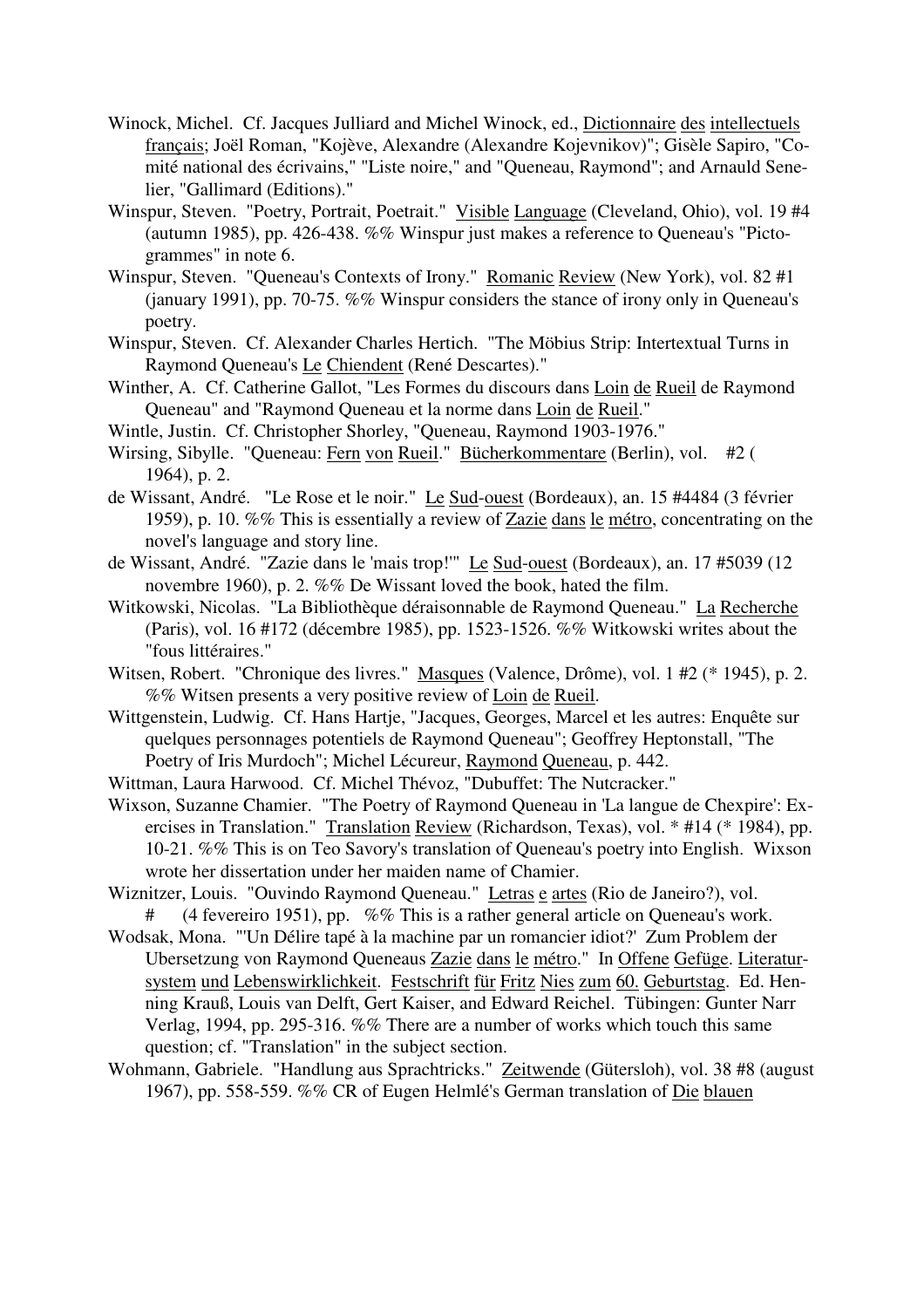Winock, Michel. Cf. Jacques Julliard and Michel Winock, ed., Dictionnaire des intellectuels français; Joël Roman, "Kojève, Alexandre (Alexandre Kojevnikov)"; Gisèle Sapiro, "Comité national des écrivains," "Liste noire," and "Queneau, Raymond"; and Arnauld Senelier, "Gallimard (Editions)."

Winspur, Steven. "Poetry, Portrait, Poetrait." Visible Language (Cleveland, Ohio), vol. 19 #4 (autumn 1985), pp. 426-438. %% Winspur just makes a reference to Queneau's "Pictogrammes" in note 6.

Winspur, Steven. "Queneau's Contexts of Irony." Romanic Review (New York), vol. 82 #1 (january 1991), pp. 70-75. %% Winspur considers the stance of irony only in Queneau's poetry.

Winspur, Steven. Cf. Alexander Charles Hertich. "The Möbius Strip: Intertextual Turns in Raymond Queneau's Le Chiendent (René Descartes)."

Winther, A. Cf. Catherine Gallot, "Les Formes du discours dans Loin de Rueil de Raymond Queneau" and "Raymond Queneau et la norme dans Loin de Rueil."

Wintle, Justin. Cf. Christopher Shorley, "Queneau, Raymond 1903-1976."

Wirsing, Sibylle. "Queneau: Fern von Rueil." Bücherkommentare (Berlin), vol. #2 ( 1964), p. 2.

de Wissant, André. "Le Rose et le noir." Le Sud-ouest (Bordeaux), an. 15 #4484 (3 février 1959), p. 10. %% This is essentially a review of Zazie dans le métro, concentrating on the novel's language and story line.

de Wissant, André. "Zazie dans le 'mais trop!'" Le Sud-ouest (Bordeaux), an. 17 #5039 (12 novembre 1960), p. 2. %% De Wissant loved the book, hated the film.

Witkowski, Nicolas. "La Bibliothèque déraisonnable de Raymond Queneau." La Recherche (Paris), vol. 16 #172 (décembre 1985), pp. 1523-1526. %% Witkowski writes about the "fous littéraires."

Witsen, Robert. "Chronique des livres." Masques (Valence, Drôme), vol. 1 #2 (* 1945), p. 2. %% Witsen presents a very positive review of Loin de Rueil.

Wittgenstein, Ludwig. Cf. Hans Hartje, "Jacques, Georges, Marcel et les autres: Enquête sur quelques personnages potentiels de Raymond Queneau"; Geoffrey Heptonstall, "The Poetry of Iris Murdoch"; Michel Lécureur, Raymond Queneau, p. 442.

Wittman, Laura Harwood. Cf. Michel Thévoz, "Dubuffet: The Nutcracker."

Wixson, Suzanne Chamier. "The Poetry of Raymond Queneau in 'La langue de Chexpire': Exercises in Translation." Translation Review (Richardson, Texas), vol. * #14 (* 1984), pp. 10-21. %% This is on Teo Savory's translation of Queneau's poetry into English. Wixson wrote her dissertation under her maiden name of Chamier.

Wiznitzer, Louis. "Ouvindo Raymond Queneau." Letras e artes (Rio de Janeiro?), vol. # (4 fevereiro 1951), pp. %% This is a rather general article on Queneau's work.

Wodsak, Mona. "'Un Délire tapé à la machine par un romancier idiot?' Zum Problem der Ubersetzung von Raymond Queneaus Zazie dans le métro." In Offene Gefüge. Literatursystem und Lebenswirklichkeit. Festschrift für Fritz Nies zum 60. Geburtstag. Ed. Henning Krauß, Louis van Delft, Gert Kaiser, and Edward Reichel. Tübingen: Gunter Narr Verlag, 1994, pp. 295-316. %% There are a number of works which touch this same question; cf. "Translation" in the subject section.

Wohmann, Gabriele. "Handlung aus Sprachtricks." Zeitwende (Gütersloh), vol. 38 #8 (august 1967), pp. 558-559. %% CR of Eugen Helmlé's German translation of Die blauen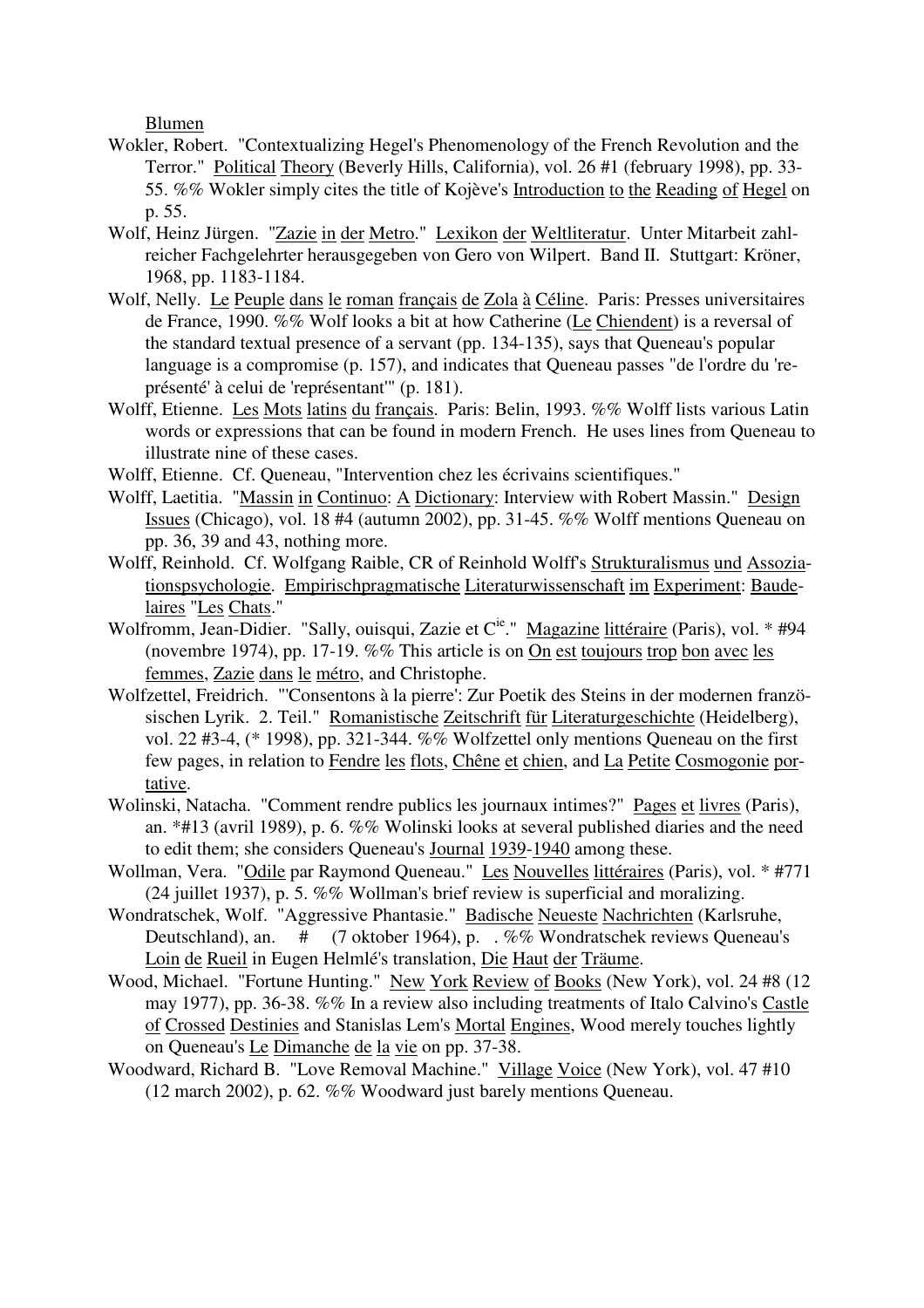Blumen

Wokler, Robert. "Contextualizing Hegel's Phenomenology of the French Revolution and the Terror." Political Theory (Beverly Hills, California), vol. 26 #1 (february 1998), pp. 33-55. %% Wokler simply cites the title of Kojève's Introduction to the Reading of Hegel on p. 55.

Wolf, Heinz Jürgen. "Zazie in der Metro." Lexikon der Weltliteratur. Unter Mitarbeit zahlreicher Fachgelehrter herausgegeben von Gero von Wilpert. Band II. Stuttgart: Kröner, 1968, pp. 1183-1184.

Wolf, Nelly. Le Peuple dans le roman français de Zola à Céline. Paris: Presses universitaires de France, 1990. %% Wolf looks a bit at how Catherine (Le Chiendent) is a reversal of the standard textual presence of a servant (pp. 134-135), says that Queneau's popular language is a compromise (p. 157), and indicates that Queneau passes "de l'ordre du 'représenté' à celui de 'représentant'" (p. 181).

Wolff, Etienne. Les Mots latins du français. Paris: Belin, 1993. %% Wolff lists various Latin words or expressions that can be found in modern French. He uses lines from Queneau to illustrate nine of these cases.

Wolff, Etienne. Cf. Queneau, "Intervention chez les écrivains scientifiques."

Wolff, Laetitia. "Massin in Continuo: A Dictionary: Interview with Robert Massin." Design Issues (Chicago), vol. 18 #4 (autumn 2002), pp. 31-45. %% Wolff mentions Queneau on pp. 36, 39 and 43, nothing more.

Wolff, Reinhold. Cf. Wolfgang Raible, CR of Reinhold Wolff's Strukturalismus und Assoziationspsychologie. Empirischpragmatische Literaturwissenschaft im Experiment: Baudelaires "Les Chats."

Wolfromm, Jean-Didier. "Sally, ouisqui, Zazie et Cie." Magazine littéraire (Paris), vol. * #94 (novembre 1974), pp. 17-19. %% This article is on On est toujours trop bon avec les femmes, Zazie dans le métro, and Christophe.

Wolfzettel, Friedrich. "'Consentons à la pierre': Zur Poetik des Steins in der modernen französischen Lyrik. 2. Teil." Romanistische Zeitschrift für Literaturgeschichte (Heidelberg), vol. 22 #3-4, (* 1998), pp. 321-344. %% Wolfzettel only mentions Queneau on the first few pages, in relation to Fendre les flots, Chêne et chien, and La Petite Cosmogonie portative.

Wolinski, Natacha. "Comment rendre publics les journaux intimes?" Pages et livres (Paris), an. *#13 (avril 1989), p. 6. %% Wolinski looks at several published diaries and the need to edit them; she considers Queneau's Journal 1939-1940 among these.

Wollman, Vera. "Odile par Raymond Queneau." Les Nouvelles littéraires (Paris), vol. * #771 (24 juillet 1937), p. 5. %% Wollman's brief review is superficial and moralizing.

Wondratschek, Wolf. "Aggressive Phantasie." Badische Neueste Nachrichten (Karlsruhe, Deutschland), an. # (7 oktober 1964), p. . %% Wondratschek reviews Queneau's Loin de Rueil in Eugen Helmlé's translation, Die Haut der Träume.

Wood, Michael. "Fortune Hunting." New York Review of Books (New York), vol. 24 #8 (12 may 1977), pp. 36-38. %% In a review also including treatments of Italo Calvino's Castle of Crossed Destinies and Stanislas Lem's Mortal Engines, Wood merely touches lightly on Queneau's Le Dimanche de la vie on pp. 37-38.

Woodward, Richard B. "Love Removal Machine." Village Voice (New York), vol. 47 #10 (12 march 2002), p. 62. %% Woodward just barely mentions Queneau.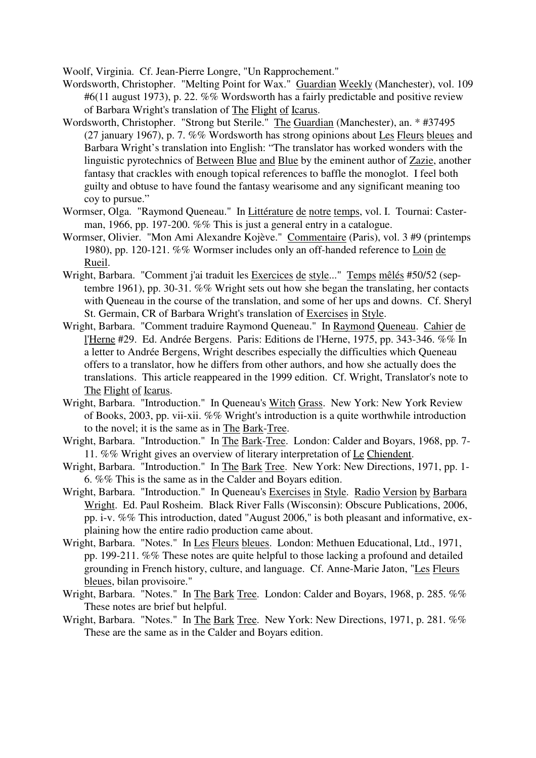Woolf, Virginia. Cf. Jean-Pierre Longre, "Un Rapprochement."

Wordsworth, Christopher. "Melting Point for Wax." Guardian Weekly (Manchester), vol. 109 #6(11 august 1973), p. 22. %% Wordsworth has a fairly predictable and positive review of Barbara Wright's translation of The Flight of Icarus.

Wordsworth, Christopher. "Strong but Sterile." The Guardian (Manchester), an. * #37495 (27 january 1967), p. 7. %% Wordsworth has strong opinions about Les Fleurs bleues and Barbara Wright's translation into English: "The translator has worked wonders with the linguistic pyrotechnics of Between Blue and Blue by the eminent author of Zazie, another fantasy that crackles with enough topical references to baffle the monoglot. I feel both guilty and obtuse to have found the fantasy wearisome and any significant meaning too coy to pursue."

Wormser, Olga. "Raymond Queneau." In Littérature de notre temps, vol. I. Tournai: Casterman, 1966, pp. 197-200. %% This is just a general entry in a catalogue.

Wormser, Olivier. "Mon Ami Alexandre Kojève." Commentaire (Paris), vol. 3 #9 (printemps 1980), pp. 120-121. %% Wormser includes only an off-handed reference to Loin de Rueil.

Wright, Barbara. "Comment j'ai traduit les Exercices de style..." Temps mêlés #50/52 (septembre 1961), pp. 30-31. %% Wright sets out how she began the translating, her contacts with Queneau in the course of the translation, and some of her ups and downs. Cf. Sheryl St. Germain, CR of Barbara Wright's translation of Exercises in Style.

Wright, Barbara. "Comment traduire Raymond Queneau." In Raymond Queneau. Cahier de l'Herne #29. Ed. Andrée Bergens. Paris: Editions de l'Herne, 1975, pp. 343-346. %% In a letter to Andrée Bergens, Wright describes especially the difficulties which Queneau offers to a translator, how he differs from other authors, and how she actually does the translations. This article reappeared in the 1999 edition. Cf. Wright, Translator's note to The Flight of Icarus.

Wright, Barbara. "Introduction." In Queneau's Witch Grass. New York: New York Review of Books, 2003, pp. vii-xii. %% Wright's introduction is a quite worthwhile introduction to the novel; it is the same as in The Bark-Tree.

Wright, Barbara. "Introduction." In The Bark-Tree. London: Calder and Boyars, 1968, pp. 7-11. %% Wright gives an overview of literary interpretation of Le Chiendent.

Wright, Barbara. "Introduction." In The Bark Tree. New York: New Directions, 1971, pp. 1-6. %% This is the same as in the Calder and Boyars edition.

Wright, Barbara. "Introduction." In Queneau's Exercises in Style. Radio Version by Barbara Wright. Ed. Paul Rosheim. Black River Falls (Wisconsin): Obscure Publications, 2006, pp. i-v. %% This introduction, dated "August 2006," is both pleasant and informative, explaining how the entire radio production came about.

Wright, Barbara. "Notes." In Les Fleurs bleues. London: Methuen Educational, Ltd., 1971, pp. 199-211. %% These notes are quite helpful to those lacking a profound and detailed grounding in French history, culture, and language. Cf. Anne-Marie Jaton, "Les Fleurs bleues, bilan provisoire."

Wright, Barbara. "Notes." In The Bark Tree. London: Calder and Boyars, 1968, p. 285. %% These notes are brief but helpful.

Wright, Barbara. "Notes." In The Bark Tree. New York: New Directions, 1971, p. 281. %% These are the same as in the Calder and Boyars edition.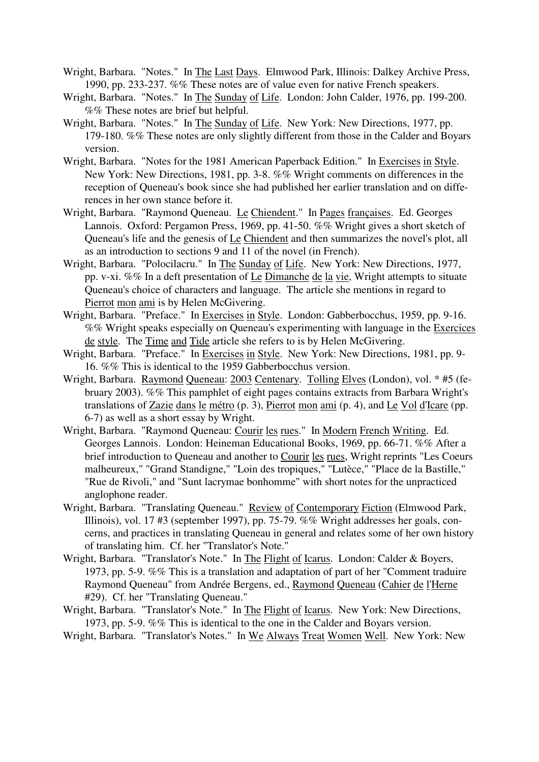Wright, Barbara. "Notes." In The Last Days. Elmwood Park, Illinois: Dalkey Archive Press, 1990, pp. 233-237. %% These notes are of value even for native French speakers.

Wright, Barbara. "Notes." In The Sunday of Life. London: John Calder, 1976, pp. 199-200. %% These notes are brief but helpful.

Wright, Barbara. "Notes." In The Sunday of Life. New York: New Directions, 1977, pp. 179-180. %% These notes are only slightly different from those in the Calder and Boyars version.

Wright, Barbara. "Notes for the 1981 American Paperback Edition." In Exercises in Style. New York: New Directions, 1981, pp. 3-8. %% Wright comments on differences in the reception of Queneau's book since she had published her earlier translation and on differences in her own stance before it.

Wright, Barbara. "Raymond Queneau. Le Chiendent." In Pages françaises. Ed. Georges Lannois. Oxford: Pergamon Press, 1969, pp. 41-50. %% Wright gives a short sketch of Queneau's life and the genesis of Le Chiendent and then summarizes the novel's plot, all as an introduction to sections 9 and 11 of the novel (in French).

Wright, Barbara. "Polocilacru." In The Sunday of Life. New York: New Directions, 1977, pp. v-xi. %% In a deft presentation of Le Dimanche de la vie, Wright attempts to situate Queneau's choice of characters and language. The article she mentions in regard to Pierrot mon ami is by Helen McGivering.

Wright, Barbara. "Preface." In Exercises in Style. London: Gabberbocchus, 1959, pp. 9-16. %% Wright speaks especially on Queneau's experimenting with language in the Exercices de style. The Time and Tide article she refers to is by Helen McGivering.

Wright, Barbara. "Preface." In Exercises in Style. New York: New Directions, 1981, pp. 9-16. %% This is identical to the 1959 Gabberbocchus version.

Wright, Barbara. Raymond Queneau: 2003 Centenary. Tolling Elves (London), vol. * #5 (february 2003). %% This pamphlet of eight pages contains extracts from Barbara Wright's translations of Zazie dans le métro (p. 3), Pierrot mon ami (p. 4), and Le Vol d'Icare (pp. 6-7) as well as a short essay by Wright.

Wright, Barbara. "Raymond Queneau: Courir les rues." In Modern French Writing. Ed. Georges Lannois. London: Heineman Educational Books, 1969, pp. 66-71. %% After a brief introduction to Queneau and another to Courir les rues, Wright reprints "Les Coeurs malheureux," "Grand Standigne," "Loin des tropiques," "Lutèce," "Place de la Bastille," "Rue de Rivoli," and "Sunt lacrymae bonhomme" with short notes for the unpracticed anglophone reader.

Wright, Barbara. "Translating Queneau." Review of Contemporary Fiction (Elmwood Park, Illinois), vol. 17 #3 (september 1997), pp. 75-79. %% Wright addresses her goals, concerns, and practices in translating Queneau in general and relates some of her own history of translating him. Cf. her "Translator's Note."

Wright, Barbara. "Translator's Note." In The Flight of Icarus. London: Calder & Boyers, 1973, pp. 5-9. %% This is a translation and adaptation of part of her "Comment traduire Raymond Queneau" from Andrée Bergens, ed., Raymond Queneau (Cahier de l'Herne #29). Cf. her "Translating Queneau."

Wright, Barbara. "Translator's Note." In The Flight of Icarus. New York: New Directions, 1973, pp. 5-9. %% This is identical to the one in the Calder and Boyars version.

Wright, Barbara. "Translator's Notes." In We Always Treat Women Well. New York: New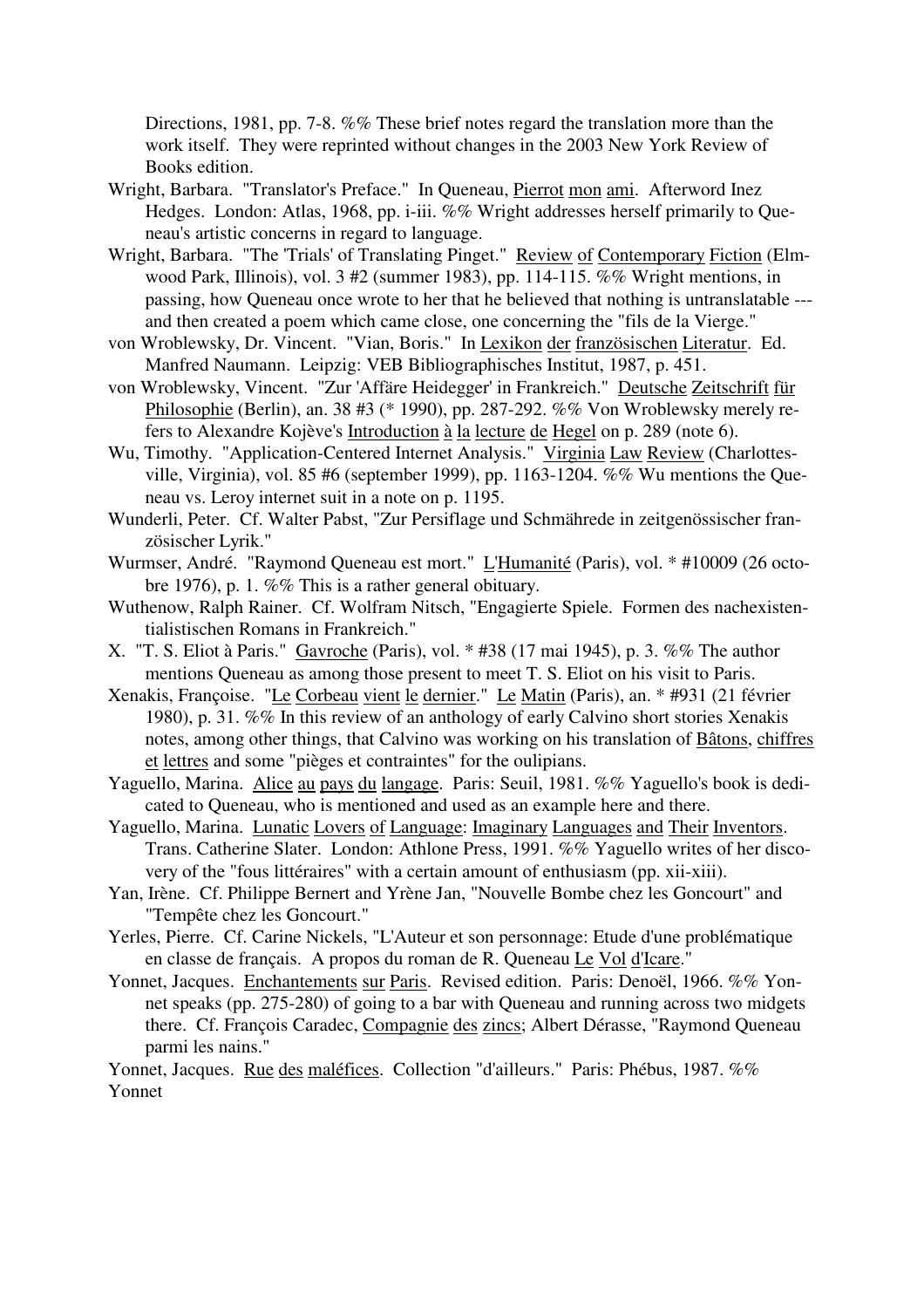Directions, 1981, pp. 7-8. %% These brief notes regard the translation more than the work itself. They were reprinted without changes in the 2003 New York Review of Books edition.

Wright, Barbara. "Translator's Preface." In Queneau, Pierrot mon ami. Afterword Inez Hedges. London: Atlas, 1968, pp. i-iii. %% Wright addresses herself primarily to Queneau's artistic concerns in regard to language.

Wright, Barbara. "The 'Trials' of Translating Pinget." Review of Contemporary Fiction (Elmwood Park, Illinois), vol. 3 #2 (summer 1983), pp. 114-115. %% Wright mentions, in passing, how Queneau once wrote to her that he believed that nothing is untranslatable --- and then created a poem which came close, one concerning the "fils de la Vierge."

von Wroblewsky, Dr. Vincent. "Vian, Boris." In Lexikon der französischen Literatur. Ed. Manfred Naumann. Leipzig: VEB Bibliographisches Institut, 1987, p. 451.

von Wroblewsky, Vincent. "Zur 'Affäre Heidegger' in Frankreich." Deutsche Zeitschrift für Philosophie (Berlin), an. 38 #3 (* 1990), pp. 287-292. %% Von Wroblewsky merely refers to Alexandre Kojève's Introduction à la lecture de Hegel on p. 289 (note 6).

Wu, Timothy. "Application-Centered Internet Analysis." Virginia Law Review (Charlottesville, Virginia), vol. 85 #6 (september 1999), pp. 1163-1204. %% Wu mentions the Queneau vs. Leroy internet suit in a note on p. 1195.

Wunderli, Peter. Cf. Walter Pabst, "Zur Persiflage und Schmährede in zeitgenössischer französischer Lyrik."

Wurmser, André. "Raymond Queneau est mort." L'Humanité (Paris), vol. * #10009 (26 octobre 1976), p. 1. %% This is a rather general obituary.

Wuthenow, Ralph Rainer. Cf. Wolfram Nitsch, "Engagierte Spiele. Formen des nachexistentialistischen Romans in Frankreich."

X. "T. S. Eliot à Paris." Gavroche (Paris), vol. * #38 (17 mai 1945), p. 3. %% The author mentions Queneau as among those present to meet T. S. Eliot on his visit to Paris.

Xenakis, Françoise. "Le Corbeau vient le dernier." Le Matin (Paris), an. * #931 (21 février 1980), p. 31. %% In this review of an anthology of early Calvino short stories Xenakis notes, among other things, that Calvino was working on his translation of Bâtons, chiffres et lettres and some "pièges et contraintes" for the oulipians.

Yaguello, Marina. Alice au pays du langage. Paris: Seuil, 1981. %% Yaguello's book is dedicated to Queneau, who is mentioned and used as an example here and there.

Yaguello, Marina. Lunatic Lovers of Language: Imaginary Languages and Their Inventors. Trans. Catherine Slater. London: Athlone Press, 1991. %% Yaguello writes of her discovery of the "fous littéraires" with a certain amount of enthusiasm (pp. xii-xiii).

Yan, Irène. Cf. Philippe Bernert and Yrène Jan, "Nouvelle Bombe chez les Goncourt" and "Tempête chez les Goncourt."

Yerles, Pierre. Cf. Carine Nickels, "L'Auteur et son personnage: Etude d'une problématique en classe de français. A propos du roman de R. Queneau Le Vol d'Icare."

Yonnet, Jacques. Enchantements sur Paris. Revised edition. Paris: Denoël, 1966. %% Yonnet speaks (pp. 275-280) of going to a bar with Queneau and running across two midgets there. Cf. François Caradec, Compagnie des zincs; Albert Dérasse, "Raymond Queneau parmi les nains."

Yonnet, Jacques. Rue des maléfices. Collection "d'ailleurs." Paris: Phébus, 1987. %% Yonnet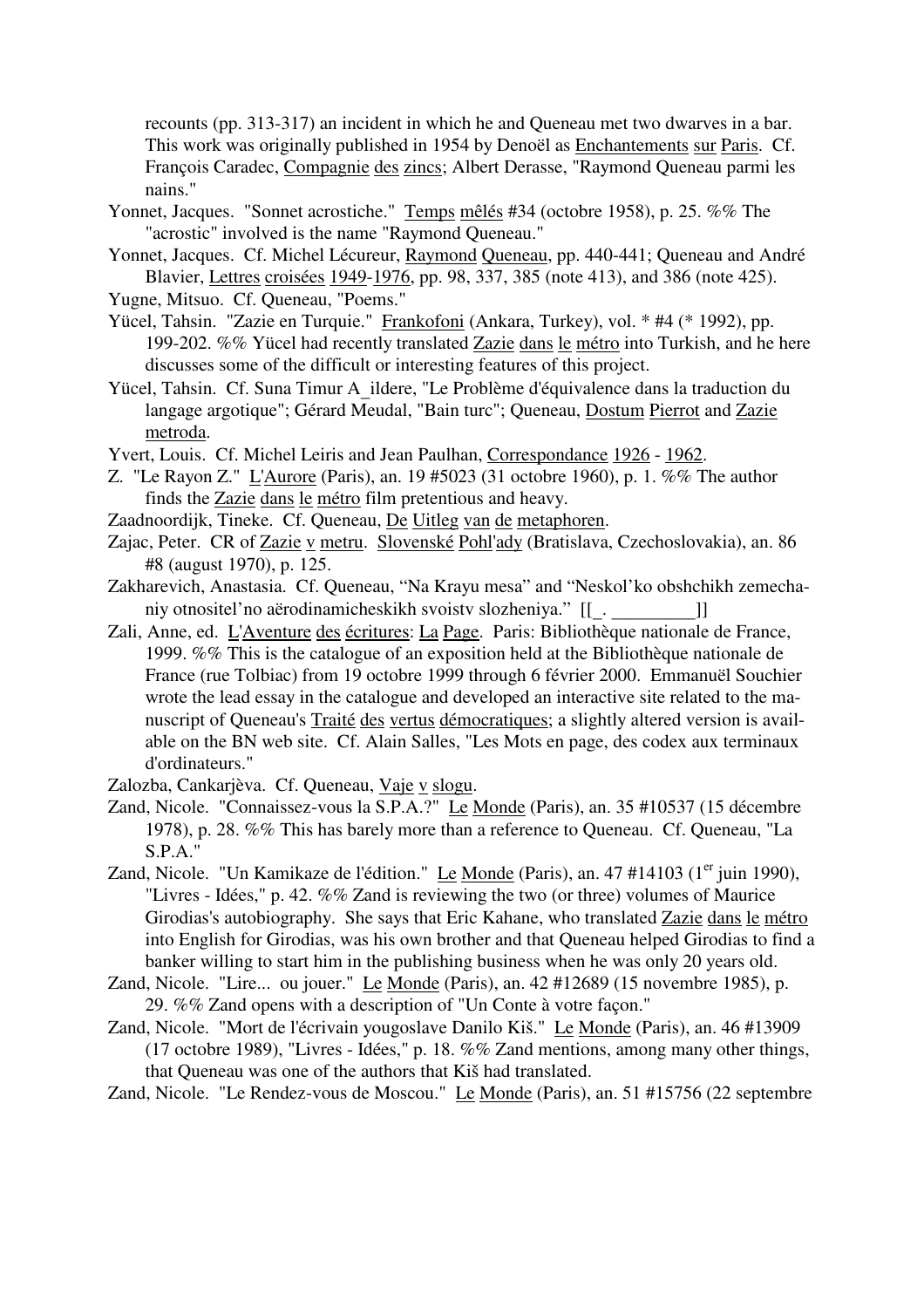recounts (pp. 313-317) an incident in which he and Queneau met two dwarves in a bar. This work was originally published in 1954 by Denoël as Enchantements sur Paris. Cf. François Caradec, Compagnie des zincs; Albert Derasse, "Raymond Queneau parmi les nains."

Yonnet, Jacques. "Sonnet acrostiche." Temps mêlés #34 (octobre 1958), p. 25. %% The "acrostic" involved is the name "Raymond Queneau."

Yonnet, Jacques. Cf. Michel Lécureur, Raymond Queneau, pp. 440-441; Queneau and André Blavier, Lettres croisées 1949-1976, pp. 98, 337, 385 (note 413), and 386 (note 425).

Yugne, Mitsuo. Cf. Queneau, "Poems."

Yücel, Tahsin. "Zazie en Turquie." Frankofoni (Ankara, Turkey), vol. * #4 (* 1992), pp. 199-202. %% Yücel had recently translated Zazie dans le métro into Turkish, and he here discusses some of the difficult or interesting features of this project.

Yücel, Tahsin. Cf. Suna Timur A_ildere, "Le Problème d'équivalence dans la traduction du langage argotique"; Gérard Meudal, "Bain turc"; Queneau, Dostum Pierrot and Zazie metroda.

Yvert, Louis. Cf. Michel Leiris and Jean Paulhan, Correspondance 1926 - 1962.

Z. "Le Rayon Z." L'Aurore (Paris), an. 19 #5023 (31 octobre 1960), p. 1. %% The author finds the Zazie dans le métro film pretentious and heavy.

Zaadnoordijk, Tineke. Cf. Queneau, De Uitleg van de metaphoren.

Zajac, Peter. CR of Zazie v metru. Slovenské Pohl'ady (Bratislava, Czechoslovakia), an. 86 #8 (august 1970), p. 125.

Zakharevich, Anastasia. Cf. Queneau, "Na Krayu mesa" and "Neskol'ko obshchikh zemechaniy otnositel'no aërodinamicheskikh svoistv slozheniya." [[_. _________]]

Zali, Anne, ed. L'Aventure des écritures: La Page. Paris: Bibliothèque nationale de France, 1999. %% This is the catalogue of an exposition held at the Bibliothèque nationale de France (rue Tolbiac) from 19 octobre 1999 through 6 février 2000. Emmanuël Souchier wrote the lead essay in the catalogue and developed an interactive site related to the manuscript of Queneau's Traité des vertus démocratiques; a slightly altered version is available on the BN web site. Cf. Alain Salles, "Les Mots en page, des codex aux terminaux d'ordinateurs."

Zalozba, Cankarjèva. Cf. Queneau, Vaje v slogu.

Zand, Nicole. "Connaissez-vous la S.P.A.?" Le Monde (Paris), an. 35 #10537 (15 décembre 1978), p. 28. %% This has barely more than a reference to Queneau. Cf. Queneau, "La S.P.A."

Zand, Nicole. "Un Kamikaze de l'édition." Le Monde (Paris), an. 47 #14103 (1er juin 1990), "Livres - Idées," p. 42. %% Zand is reviewing the two (or three) volumes of Maurice Girodias's autobiography. She says that Eric Kahane, who translated Zazie dans le métro into English for Girodias, was his own brother and that Queneau helped Girodias to find a banker willing to start him in the publishing business when he was only 20 years old.

Zand, Nicole. "Lire... ou jouer." Le Monde (Paris), an. 42 #12689 (15 novembre 1985), p. 29. %% Zand opens with a description of "Un Conte à votre façon."

Zand, Nicole. "Mort de l'écrivain yougoslave Danilo Kiš." Le Monde (Paris), an. 46 #13909 (17 octobre 1989), "Livres - Idées," p. 18. %% Zand mentions, among many other things, that Queneau was one of the authors that Kiš had translated.

Zand, Nicole. "Le Rendez-vous de Moscou." Le Monde (Paris), an. 51 #15756 (22 septembre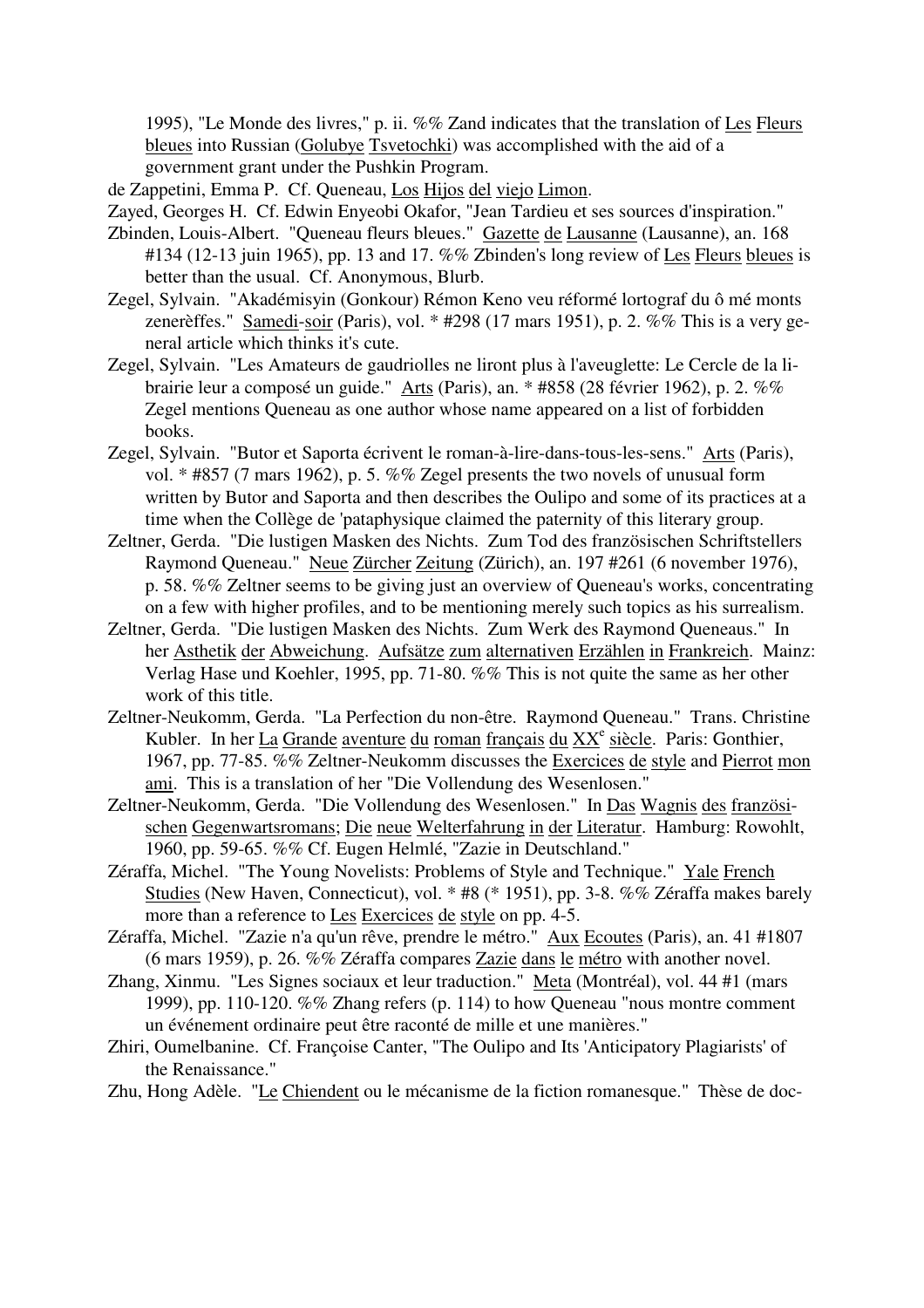1995), "Le Monde des livres," p. ii. %% Zand indicates that the translation of Les Fleurs bleues into Russian (Golubye Tsvetochki) was accomplished with the aid of a government grant under the Pushkin Program.

de Zappetini, Emma P. Cf. Queneau, Los Hijos del viejo Limon.

Zayed, Georges H. Cf. Edwin Enyeobi Okafor, "Jean Tardieu et ses sources d'inspiration."

Zbinden, Louis-Albert. "Queneau fleurs bleues." Gazette de Lausanne (Lausanne), an. 168 #134 (12-13 juin 1965), pp. 13 and 17. %% Zbinden's long review of Les Fleurs bleues is better than the usual. Cf. Anonymous, Blurb.

Zegel, Sylvain. "Akadémisyin (Gonkour) Rémon Keno veu réformé lortograf du ô mé monts zenerèffes." Samedi-soir (Paris), vol. * #298 (17 mars 1951), p. 2. %% This is a very general article which thinks it's cute.

Zegel, Sylvain. "Les Amateurs de gaudriolles ne liront plus à l'aveuglette: Le Cercle de la librairie leur a composé un guide." Arts (Paris), an. * #858 (28 février 1962), p. 2. %% Zegel mentions Queneau as one author whose name appeared on a list of forbidden books.

Zegel, Sylvain. "Butor et Saporta écrivent le roman-à-lire-dans-tous-les-sens." Arts (Paris), vol. * #857 (7 mars 1962), p. 5. %% Zegel presents the two novels of unusual form written by Butor and Saporta and then describes the Oulipo and some of its practices at a time when the Collège de 'pataphysique claimed the paternity of this literary group.

Zeltner, Gerda. "Die lustigen Masken des Nichts. Zum Tod des französischen Schriftstellers Raymond Queneau." Neue Zürcher Zeitung (Zürich), an. 197 #261 (6 november 1976), p. 58. %% Zeltner seems to be giving just an overview of Queneau's works, concentrating on a few with higher profiles, and to be mentioning merely such topics as his surrealism.

Zeltner, Gerda. "Die lustigen Masken des Nichts. Zum Werk des Raymond Queneaus." In her Asthetik der Abweichung. Aufsätze zum alternativen Erzählen in Frankreich. Mainz: Verlag Hase und Koehler, 1995, pp. 71-80. %% This is not quite the same as her other work of this title.

Zeltner-Neukomm, Gerda. "La Perfection du non-être. Raymond Queneau." Trans. Christine Kubler. In her La Grande aventure du roman français du XX^e siècle. Paris: Gonthier, 1967, pp. 77-85. %% Zeltner-Neukomm discusses the Exercices de style and Pierrot mon ami. This is a translation of her "Die Vollendung des Wesenlosen."

Zeltner-Neukomm, Gerda. "Die Vollendung des Wesenlosen." In Das Wagnis des französischen Gegenwartsromans; Die neue Welterfahrung in der Literatur. Hamburg: Rowohlt, 1960, pp. 59-65. %% Cf. Eugen Helmlé, "Zazie in Deutschland."

Zéraffa, Michel. "The Young Novelists: Problems of Style and Technique." Yale French Studies (New Haven, Connecticut), vol. * #8 (* 1951), pp. 3-8. %% Zéraffa makes barely more than a reference to Les Exercices de style on pp. 4-5.

Zéraffa, Michel. "Zazie n'a qu'un rêve, prendre le métro." Aux Ecoutes (Paris), an. 41 #1807 (6 mars 1959), p. 26. %% Zéraffa compares Zazie dans le métro with another novel.

Zhang, Xinmu. "Les Signes sociaux et leur traduction." Meta (Montréal), vol. 44 #1 (mars 1999), pp. 110-120. %% Zhang refers (p. 114) to how Queneau "nous montre comment un événement ordinaire peut être raconté de mille et une manières."

Zhiri, Oumelbanine. Cf. Françoise Canter, "The Oulipo and Its 'Anticipatory Plagiarists' of the Renaissance."

Zhu, Hong Adèle. "Le Chiendent ou le mécanisme de la fiction romanesque." Thèse de doc-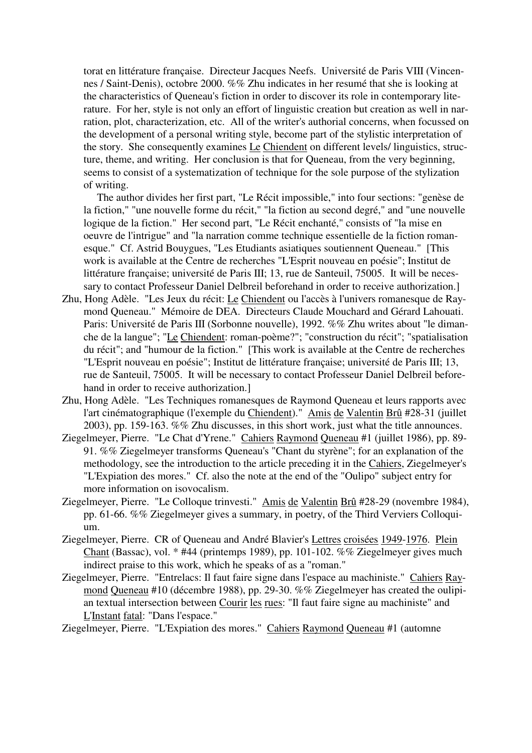torat en littérature française. Directeur Jacques Neefs. Université de Paris VIII (Vincennes / Saint-Denis), octobre 2000. %% Zhu indicates in her resumé that she is looking at the characteristics of Queneau's fiction in order to discover its role in contemporary literature. For her, style is not only an effort of linguistic creation but creation as well in narration, plot, characterization, etc. All of the writer's authorial concerns, when focussed on the development of a personal writing style, become part of the stylistic interpretation of the story. She consequently examines Le Chiendent on different levels/ linguistics, structure, theme, and writing. Her conclusion is that for Queneau, from the very beginning, seems to consist of a systematization of technique for the sole purpose of the stylization of writing.

The author divides her first part, "Le Récit impossible," into four sections: "genèse de la fiction," "une nouvelle forme du récit," "la fiction au second degré," and "une nouvelle logique de la fiction." Her second part, "Le Récit enchanté," consists of "la mise en oeuvre de l'intrigue" and "la narration comme technique essentielle de la fiction romanesque." Cf. Astrid Bouygues, "Les Etudiants asiatiques soutiennent Queneau." [This work is available at the Centre de recherches "L'Esprit nouveau en poésie"; Institut de littérature française; université de Paris III; 13, rue de Santeuil, 75005. It will be necessary to contact Professeur Daniel Delbreil beforehand in order to receive authorization.]

Zhu, Hong Adèle. "Les Jeux du récit: Le Chiendent ou l'accès à l'univers romanesque de Raymond Queneau." Mémoire de DEA. Directeurs Claude Mouchard and Gérard Lahouati. Paris: Université de Paris III (Sorbonne nouvelle), 1992. %% Zhu writes about "le dimanche de la langue"; "Le Chiendent: roman-poème?"; "construction du récit"; "spatialisation du récit"; and "humour de la fiction." [This work is available at the Centre de recherches "L'Esprit nouveau en poésie"; Institut de littérature française; université de Paris III; 13, rue de Santeuil, 75005. It will be necessary to contact Professeur Daniel Delbreil beforehand in order to receive authorization.]

Zhu, Hong Adèle. "Les Techniques romanesques de Raymond Queneau et leurs rapports avec l'art cinématographique (l'exemple du Chiendent)." Amis de Valentin Brû #28-31 (juillet 2003), pp. 159-163. %% Zhu discusses, in this short work, just what the title announces.

Ziegelmeyer, Pierre. "Le Chat d'Yrene." Cahiers Raymond Queneau #1 (juillet 1986), pp. 89-91. %% Ziegelmeyer transforms Queneau's "Chant du styrène"; for an explanation of the methodology, see the introduction to the article preceding it in the Cahiers, Ziegelmeyer's "L'Expiation des mores." Cf. also the note at the end of the "Oulipo" subject entry for more information on isovocalism.

Ziegelmeyer, Pierre. "Le Colloque trinvesti." Amis de Valentin Brû #28-29 (novembre 1984), pp. 61-66. %% Ziegelmeyer gives a summary, in poetry, of the Third Verviers Colloquium.

Ziegelmeyer, Pierre. CR of Queneau and André Blavier's Lettres croisées 1949-1976. Plein Chant (Bassac), vol. * #44 (printemps 1989), pp. 101-102. %% Ziegelmeyer gives much indirect praise to this work, which he speaks of as a "roman."

Ziegelmeyer, Pierre. "Entrelacs: Il faut faire signe dans l'espace au machiniste." Cahiers Raymond Queneau #10 (décembre 1988), pp. 29-30. %% Ziegelmeyer has created the oulipian textual intersection between Courir les rues: "Il faut faire signe au machiniste" and L'Instant fatal: "Dans l'espace."

Ziegelmeyer, Pierre. "L'Expiation des mores." Cahiers Raymond Queneau #1 (automne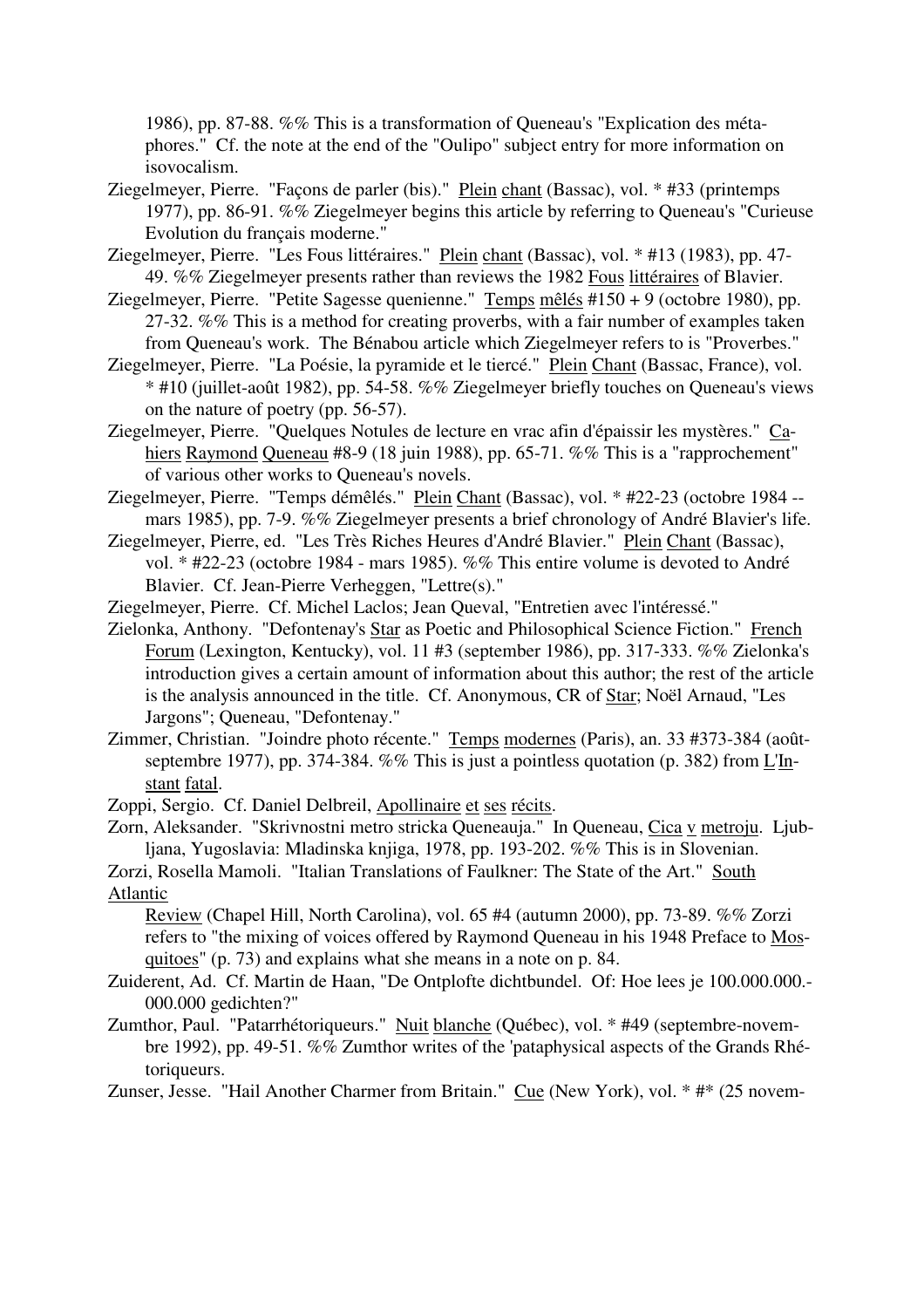1986), pp. 87-88. %% This is a transformation of Queneau's "Explication des métaphores." Cf. the note at the end of the "Oulipo" subject entry for more information on isovocalism.

Ziegelmeyer, Pierre. "Façons de parler (bis)." Plein chant (Bassac), vol. * #33 (printemps 1977), pp. 86-91. %% Ziegelmeyer begins this article by referring to Queneau's "Curieuse Evolution du français moderne."

Ziegelmeyer, Pierre. "Les Fous littéraires." Plein chant (Bassac), vol. * #13 (1983), pp. 47-49. %% Ziegelmeyer presents rather than reviews the 1982 Fous littéraires of Blavier.

Ziegelmeyer, Pierre. "Petite Sagesse quenienne." Temps mêlés #150 + 9 (octobre 1980), pp. 27-32. %% This is a method for creating proverbs, with a fair number of examples taken from Queneau's work. The Bénabou article which Ziegelmeyer refers to is "Proverbes."

Ziegelmeyer, Pierre. "La Poésie, la pyramide et le tiercé." Plein Chant (Bassac, France), vol. * #10 (juillet-août 1982), pp. 54-58. %% Ziegelmeyer briefly touches on Queneau's views on the nature of poetry (pp. 56-57).

Ziegelmeyer, Pierre. "Quelques Notules de lecture en vrac afin d'épaissir les mystères." Cahiers Raymond Queneau #8-9 (18 juin 1988), pp. 65-71. %% This is a "rapprochement" of various other works to Queneau's novels.

Ziegelmeyer, Pierre. "Temps démêlés." Plein Chant (Bassac), vol. * #22-23 (octobre 1984 -- mars 1985), pp. 7-9. %% Ziegelmeyer presents a brief chronology of André Blavier's life.

Ziegelmeyer, Pierre, ed. "Les Très Riches Heures d'André Blavier." Plein Chant (Bassac), vol. * #22-23 (octobre 1984 - mars 1985). %% This entire volume is devoted to André Blavier. Cf. Jean-Pierre Verheggen, "Lettre(s)."

Ziegelmeyer, Pierre. Cf. Michel Laclos; Jean Queval, "Entretien avec l'intéressé."

Zielonka, Anthony. "Defontenay's Star as Poetic and Philosophical Science Fiction." French Forum (Lexington, Kentucky), vol. 11 #3 (september 1986), pp. 317-333. %% Zielonka's introduction gives a certain amount of information about this author; the rest of the article is the analysis announced in the title. Cf. Anonymous, CR of Star; Noël Arnaud, "Les Jargons"; Queneau, "Defontenay."

Zimmer, Christian. "Joindre photo récente." Temps modernes (Paris), an. 33 #373-384 (août-septembre 1977), pp. 374-384. %% This is just a pointless quotation (p. 382) from L'Instant fatal.

Zoppi, Sergio. Cf. Daniel Delbreil, Apollinaire et ses récits.

Zorn, Aleksander. "Skrivnostni metro stricka Queneauja." In Queneau, Cica v metroju. Ljubljana, Yugoslavia: Mladinska knjiga, 1978, pp. 193-202. %% This is in Slovenian.

Zorzi, Rosella Mamoli. "Italian Translations of Faulkner: The State of the Art." South Atlantic Review (Chapel Hill, North Carolina), vol. 65 #4 (autumn 2000), pp. 73-89. %% Zorzi refers to "the mixing of voices offered by Raymond Queneau in his 1948 Preface to Mosquitoes" (p. 73) and explains what she means in a note on p. 84.

Zuiderent, Ad. Cf. Martin de Haan, "De Ontplofte dichtbundel. Of: Hoe lees je 100.000.000.-000.000 gedichten?"

Zumthor, Paul. "Patarrhétoriqueurs." Nuit blanche (Québec), vol. * #49 (septembre-novembre 1992), pp. 49-51. %% Zumthor writes of the 'pataphysical aspects of the Grands Rhétoriqueurs.

Zunser, Jesse. "Hail Another Charmer from Britain." Cue (New York), vol. * #* (25 novem-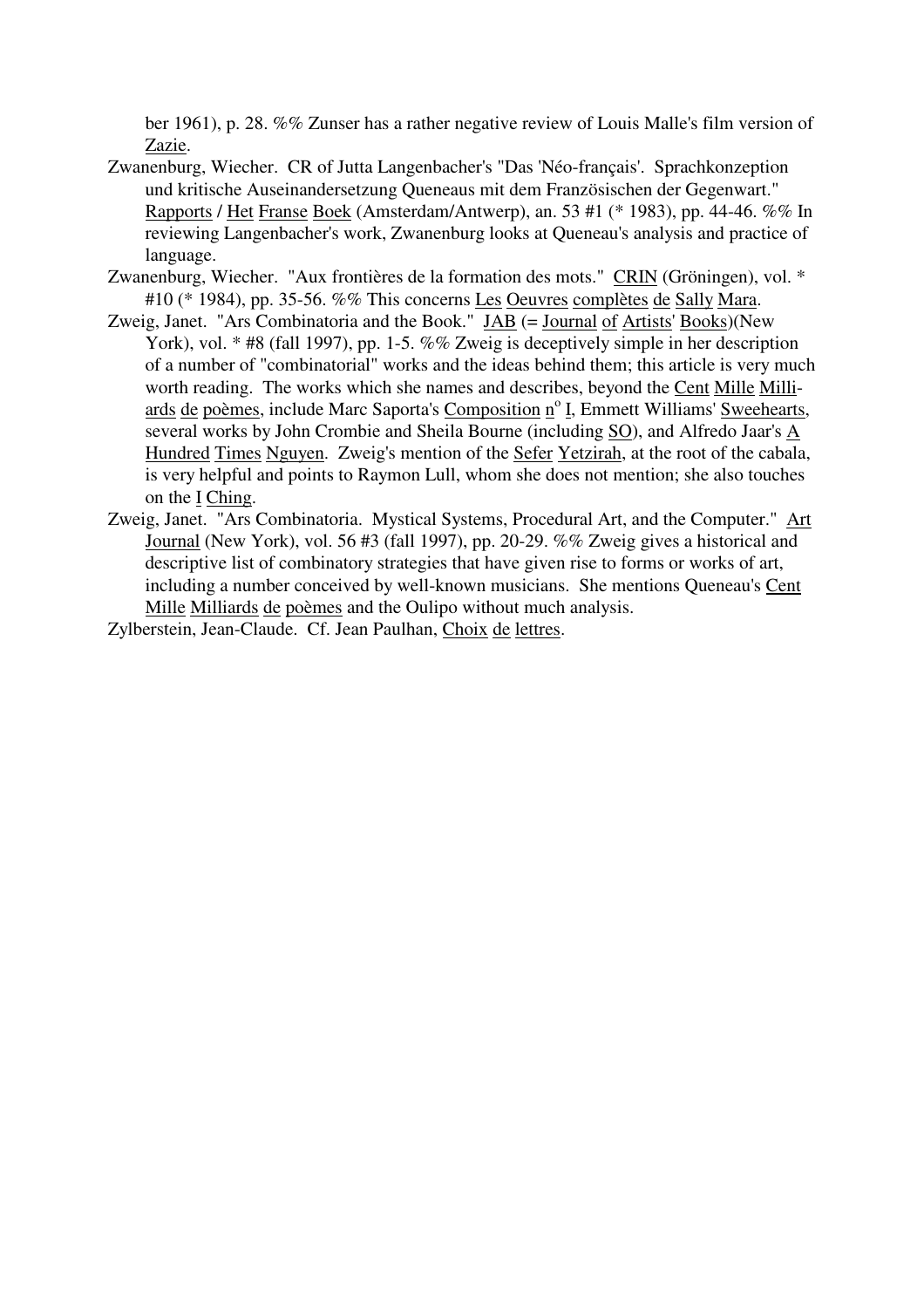ber 1961), p. 28. %% Zunser has a rather negative review of Louis Malle's film version of Zazie.

Zwanenburg, Wiecher. CR of Jutta Langenbacher's "Das 'Néo-français'. Sprachkonzeption und kritische Auseinandersetzung Queneaus mit dem Französischen der Gegenwart." Rapports / Het Franse Boek (Amsterdam/Antwerp), an. 53 #1 (* 1983), pp. 44-46. %% In reviewing Langenbacher's work, Zwanenburg looks at Queneau's analysis and practice of language.

Zwanenburg, Wiecher. "Aux frontières de la formation des mots." CRIN (Gröningen), vol. * #10 (* 1984), pp. 35-56. %% This concerns Les Oeuvres complètes de Sally Mara.

Zweig, Janet. "Ars Combinatoria and the Book." JAB (= Journal of Artists' Books)(New York), vol. * #8 (fall 1997), pp. 1-5. %% Zweig is deceptively simple in her description of a number of "combinatorial" works and the ideas behind them; this article is very much worth reading. The works which she names and describes, beyond the Cent Mille Milliards de poèmes, include Marc Saporta's Composition n° I, Emmett Williams' Sweehearts, several works by John Crombie and Sheila Bourne (including SO), and Alfredo Jaar's A Hundred Times Nguyen. Zweig's mention of the Sefer Yetzirah, at the root of the cabala, is very helpful and points to Raymon Lull, whom she does not mention; she also touches on the I Ching.

Zweig, Janet. "Ars Combinatoria. Mystical Systems, Procedural Art, and the Computer." Art Journal (New York), vol. 56 #3 (fall 1997), pp. 20-29. %% Zweig gives a historical and descriptive list of combinatory strategies that have given rise to forms or works of art, including a number conceived by well-known musicians. She mentions Queneau's Cent Mille Milliards de poèmes and the Oulipo without much analysis.

Zylberstein, Jean-Claude. Cf. Jean Paulhan, Choix de lettres.